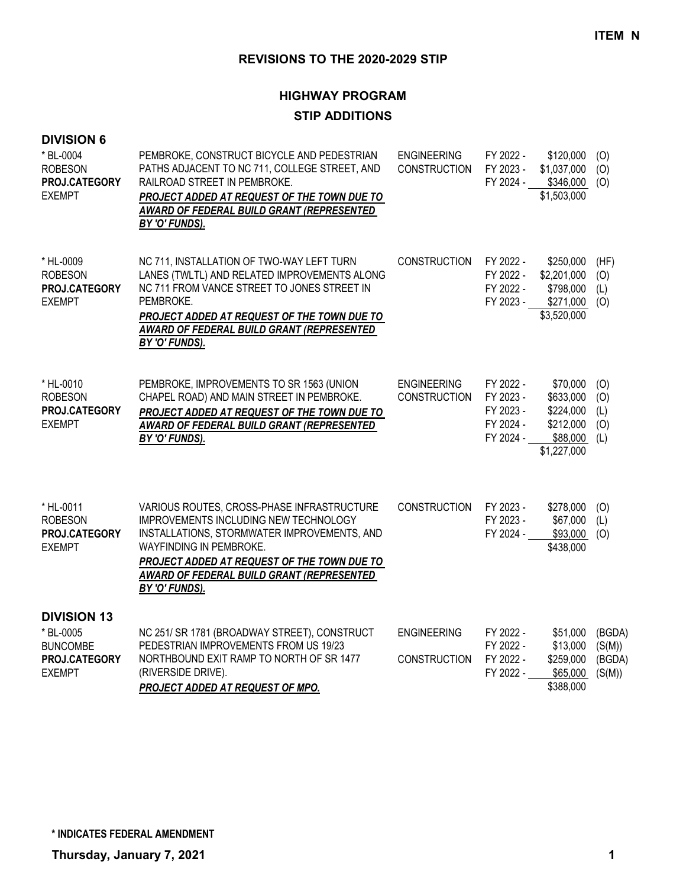**ITEM N**

## REVISIONS TO THE 2020-2029 STIP

### HIGHWAY PROGRAM

### STIP ADDITIONS

### DIVISION 6

| Project | Description | Phase | FY | Amount | Fund |
|---|---|---|---|---|---|
| * BL-0004<br>ROBESON<br>**PROJ.CATEGORY**<br>EXEMPT | PEMBROKE, CONSTRUCT BICYCLE AND PEDESTRIAN PATHS ADJACENT TO NC 711, COLLEGE STREET, AND RAILROAD STREET IN PEMBROKE.<br>***PROJECT ADDED AT REQUEST OF THE TOWN DUE TO AWARD OF FEDERAL BUILD GRANT (REPRESENTED BY 'O' FUNDS).*** | ENGINEERING | FY 2022 - | $120,000 | (O) |
| | | CONSTRUCTION | FY 2023 - | $1,037,000 | (O) |
| | | | FY 2024 - | $346,000 | (O) |
| | | | | $1,503,000 | |
| * HL-0009<br>ROBESON<br>**PROJ.CATEGORY**<br>EXEMPT | NC 711, INSTALLATION OF TWO-WAY LEFT TURN LANES (TWLTL) AND RELATED IMPROVEMENTS ALONG NC 711 FROM VANCE STREET TO JONES STREET IN PEMBROKE.<br>***PROJECT ADDED AT REQUEST OF THE TOWN DUE TO AWARD OF FEDERAL BUILD GRANT (REPRESENTED BY 'O' FUNDS).*** | CONSTRUCTION | FY 2022 - | $250,000 | (HF) |
| | | | FY 2022 - | $2,201,000 | (O) |
| | | | FY 2022 - | $798,000 | (L) |
| | | | FY 2023 - | $271,000 | (O) |
| | | | | $3,520,000 | |
| * HL-0010<br>ROBESON<br>**PROJ.CATEGORY**<br>EXEMPT | PEMBROKE, IMPROVEMENTS TO SR 1563 (UNION CHAPEL ROAD) AND MAIN STREET IN PEMBROKE.<br>***PROJECT ADDED AT REQUEST OF THE TOWN DUE TO AWARD OF FEDERAL BUILD GRANT (REPRESENTED BY 'O' FUNDS).*** | ENGINEERING | FY 2022 - | $70,000 | (O) |
| | | CONSTRUCTION | FY 2023 - | $633,000 | (O) |
| | | | FY 2023 - | $224,000 | (L) |
| | | | FY 2024 - | $212,000 | (O) |
| | | | FY 2024 - | $88,000 | (L) |
| | | | | $1,227,000 | |
| * HL-0011<br>ROBESON<br>**PROJ.CATEGORY**<br>EXEMPT | VARIOUS ROUTES, CROSS-PHASE INFRASTRUCTURE IMPROVEMENTS INCLUDING NEW TECHNOLOGY INSTALLATIONS, STORMWATER IMPROVEMENTS, AND WAYFINDING IN PEMBROKE.<br>***PROJECT ADDED AT REQUEST OF THE TOWN DUE TO AWARD OF FEDERAL BUILD GRANT (REPRESENTED BY 'O' FUNDS).*** | CONSTRUCTION | FY 2023 - | $278,000 | (O) |
| | | | FY 2023 - | $67,000 | (L) |
| | | | FY 2024 - | $93,000 | (O) |
| | | | | $438,000 | |

### DIVISION 13

| Project | Description | Phase | FY | Amount | Fund |
|---|---|---|---|---|---|
| * BL-0005<br>BUNCOMBE<br>**PROJ.CATEGORY**<br>EXEMPT | NC 251/ SR 1781 (BROADWAY STREET), CONSTRUCT PEDESTRIAN IMPROVEMENTS FROM US 19/23 NORTHBOUND EXIT RAMP TO NORTH OF SR 1477 (RIVERSIDE DRIVE).<br>***PROJECT ADDED AT REQUEST OF MPO.*** | ENGINEERING | FY 2022 - | $51,000 | (BGDA) |
| | | | FY 2022 - | $13,000 | (S(M)) |
| | | CONSTRUCTION | FY 2022 - | $259,000 | (BGDA) |
| | | | FY 2022 - | $65,000 | (S(M)) |
| | | | | $388,000 | |

**\* INDICATES FEDERAL AMENDMENT**

**Thursday, January 7, 2021**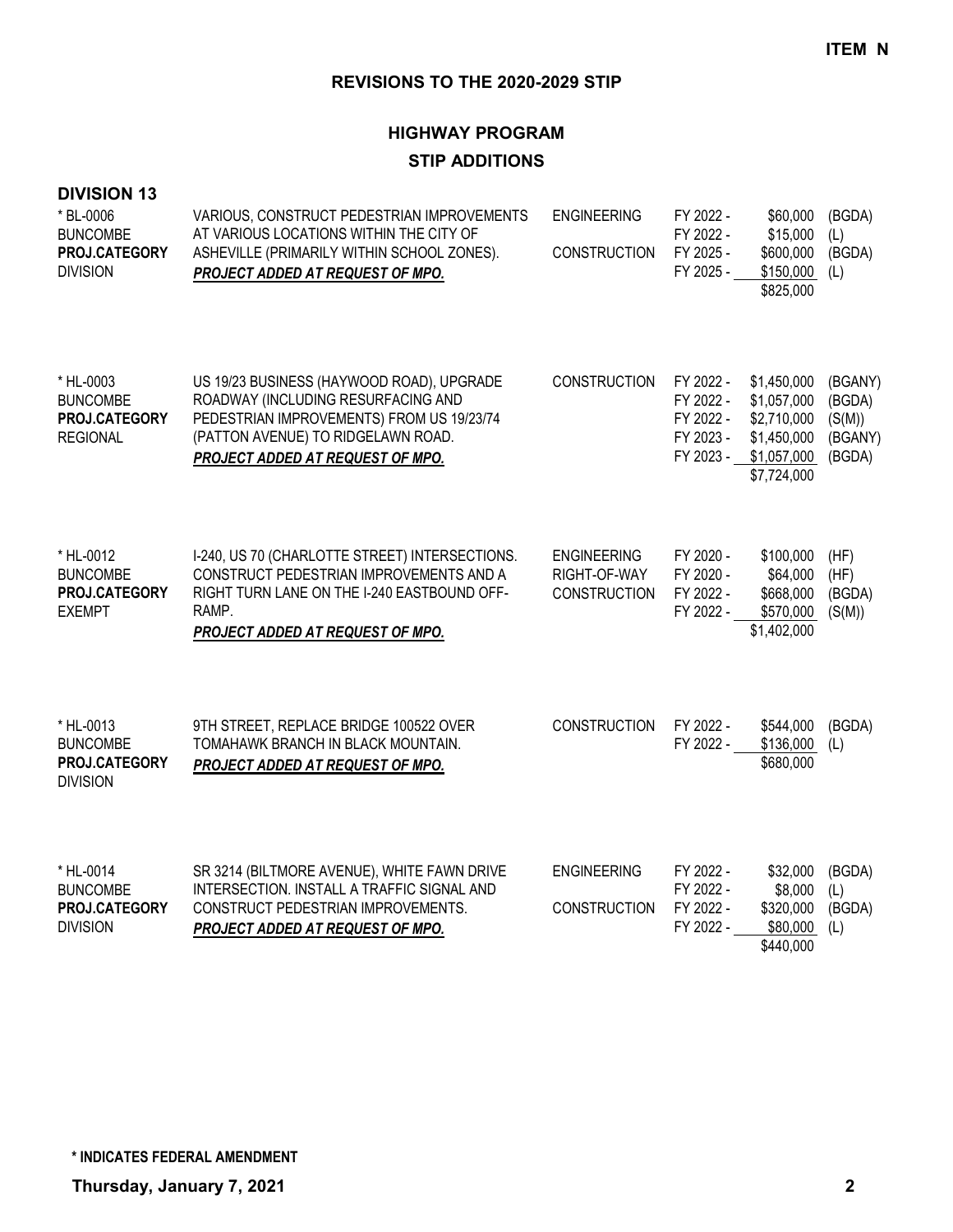**ITEM N**

## REVISIONS TO THE 2020-2029 STIP

## HIGHWAY PROGRAM

### STIP ADDITIONS

### DIVISION 13

| Project | Description | Phase | Fiscal Year | Amount | Source |
|---|---|---|---|---|---|
| * BL-0006<br>BUNCOMBE<br>**PROJ.CATEGORY**<br>DIVISION | VARIOUS, CONSTRUCT PEDESTRIAN IMPROVEMENTS AT VARIOUS LOCATIONS WITHIN THE CITY OF ASHEVILLE (PRIMARILY WITHIN SCHOOL ZONES).<br>***PROJECT ADDED AT REQUEST OF MPO.*** | ENGINEERING | FY 2022 - | $60,000 | (BGDA) |
| | | | FY 2022 - | $15,000 | (L) |
| | | CONSTRUCTION | FY 2025 - | $600,000 | (BGDA) |
| | | | FY 2025 - | $150,000 | (L) |
| | | | | $825,000 | |
| * HL-0003<br>BUNCOMBE<br>**PROJ.CATEGORY**<br>REGIONAL | US 19/23 BUSINESS (HAYWOOD ROAD), UPGRADE ROADWAY (INCLUDING RESURFACING AND PEDESTRIAN IMPROVEMENTS) FROM US 19/23/74 (PATTON AVENUE) TO RIDGELAWN ROAD.<br>***PROJECT ADDED AT REQUEST OF MPO.*** | CONSTRUCTION | FY 2022 - | $1,450,000 | (BGANY) |
| | | | FY 2022 - | $1,057,000 | (BGDA) |
| | | | FY 2022 - | $2,710,000 | (S(M)) |
| | | | FY 2023 - | $1,450,000 | (BGANY) |
| | | | FY 2023 - | $1,057,000 | (BGDA) |
| | | | | $7,724,000 | |
| * HL-0012<br>BUNCOMBE<br>**PROJ.CATEGORY**<br>EXEMPT | I-240, US 70 (CHARLOTTE STREET) INTERSECTIONS. CONSTRUCT PEDESTRIAN IMPROVEMENTS AND A RIGHT TURN LANE ON THE I-240 EASTBOUND OFF-RAMP.<br>***PROJECT ADDED AT REQUEST OF MPO.*** | ENGINEERING | FY 2020 - | $100,000 | (HF) |
| | | RIGHT-OF-WAY | FY 2020 - | $64,000 | (HF) |
| | | CONSTRUCTION | FY 2022 - | $668,000 | (BGDA) |
| | | | FY 2022 - | $570,000 | (S(M)) |
| | | | | $1,402,000 | |
| * HL-0013<br>BUNCOMBE<br>**PROJ.CATEGORY**<br>DIVISION | 9TH STREET, REPLACE BRIDGE 100522 OVER TOMAHAWK BRANCH IN BLACK MOUNTAIN.<br>***PROJECT ADDED AT REQUEST OF MPO.*** | CONSTRUCTION | FY 2022 - | $544,000 | (BGDA) |
| | | | FY 2022 - | $136,000 | (L) |
| | | | | $680,000 | |
| * HL-0014<br>BUNCOMBE<br>**PROJ.CATEGORY**<br>DIVISION | SR 3214 (BILTMORE AVENUE), WHITE FAWN DRIVE INTERSECTION. INSTALL A TRAFFIC SIGNAL AND CONSTRUCT PEDESTRIAN IMPROVEMENTS.<br>***PROJECT ADDED AT REQUEST OF MPO.*** | ENGINEERING | FY 2022 - | $32,000 | (BGDA) |
| | | | FY 2022 - | $8,000 | (L) |
| | | CONSTRUCTION | FY 2022 - | $320,000 | (BGDA) |
| | | | FY 2022 - | $80,000 | (L) |
| | | | | $440,000 | |

**\* INDICATES FEDERAL AMENDMENT**

**Thursday, January 7, 2021**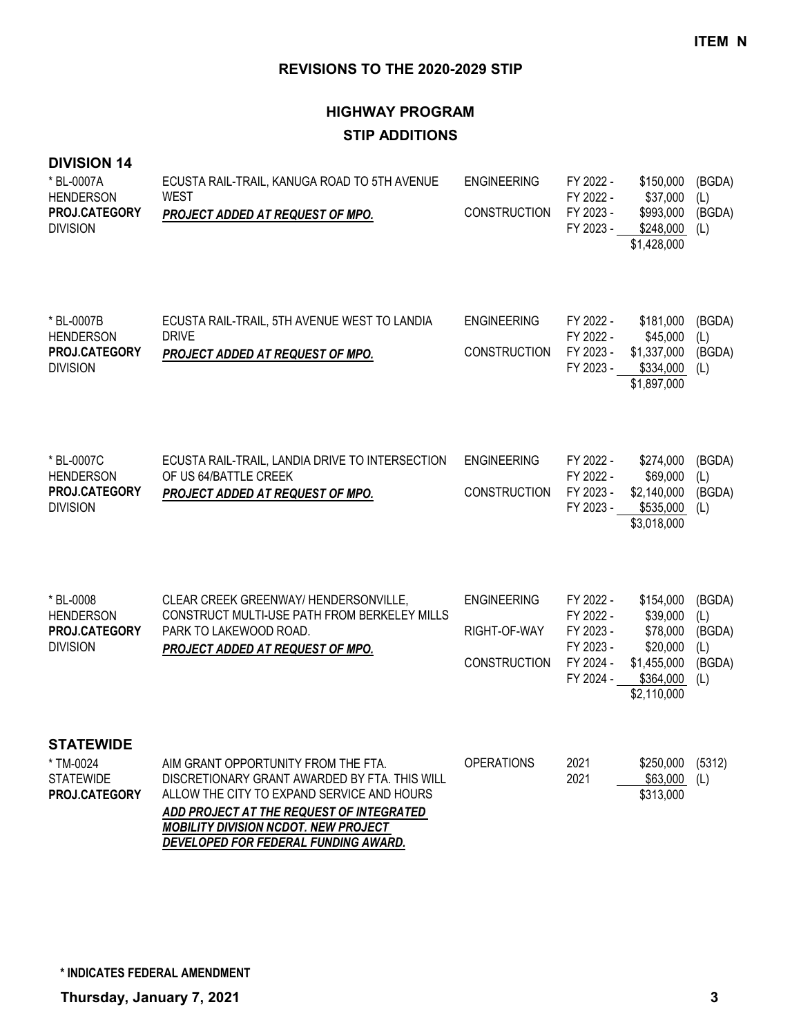**ITEM N**

## REVISIONS TO THE 2020-2029 STIP

## HIGHWAY PROGRAM

### STIP ADDITIONS

### DIVISION 14

| Project | Description | Phase | Year | Amount | Source |
|---|---|---|---|---|---|
| * BL-0007A<br>HENDERSON<br>**PROJ.CATEGORY**<br>DIVISION | ECUSTA RAIL-TRAIL, KANUGA ROAD TO 5TH AVENUE WEST<br>***PROJECT ADDED AT REQUEST OF MPO.*** | ENGINEERING | FY 2022 - | $150,000 | (BGDA) |
| | | | FY 2022 - | $37,000 | (L) |
| | | CONSTRUCTION | FY 2023 - | $993,000 | (BGDA) |
| | | | FY 2023 - | $248,000 | (L) |
| | | | | $1,428,000 | |
| * BL-0007B<br>HENDERSON<br>**PROJ.CATEGORY**<br>DIVISION | ECUSTA RAIL-TRAIL, 5TH AVENUE WEST TO LANDIA DRIVE<br>***PROJECT ADDED AT REQUEST OF MPO.*** | ENGINEERING | FY 2022 - | $181,000 | (BGDA) |
| | | | FY 2022 - | $45,000 | (L) |
| | | CONSTRUCTION | FY 2023 - | $1,337,000 | (BGDA) |
| | | | FY 2023 - | $334,000 | (L) |
| | | | | $1,897,000 | |
| * BL-0007C<br>HENDERSON<br>**PROJ.CATEGORY**<br>DIVISION | ECUSTA RAIL-TRAIL, LANDIA DRIVE TO INTERSECTION OF US 64/BATTLE CREEK<br>***PROJECT ADDED AT REQUEST OF MPO.*** | ENGINEERING | FY 2022 - | $274,000 | (BGDA) |
| | | | FY 2022 - | $69,000 | (L) |
| | | CONSTRUCTION | FY 2023 - | $2,140,000 | (BGDA) |
| | | | FY 2023 - | $535,000 | (L) |
| | | | | $3,018,000 | |
| * BL-0008<br>HENDERSON<br>**PROJ.CATEGORY**<br>DIVISION | CLEAR CREEK GREENWAY/ HENDERSONVILLE, CONSTRUCT MULTI-USE PATH FROM BERKELEY MILLS PARK TO LAKEWOOD ROAD.<br>***PROJECT ADDED AT REQUEST OF MPO.*** | ENGINEERING | FY 2022 - | $154,000 | (BGDA) |
| | | | FY 2022 - | $39,000 | (L) |
| | | RIGHT-OF-WAY | FY 2023 - | $78,000 | (BGDA) |
| | | | FY 2023 - | $20,000 | (L) |
| | | CONSTRUCTION | FY 2024 - | $1,455,000 | (BGDA) |
| | | | FY 2024 - | $364,000 | (L) |
| | | | | $2,110,000 | |

### STATEWIDE

| Project | Description | Phase | Year | Amount | Source |
|---|---|---|---|---|---|
| * TM-0024<br>STATEWIDE<br>**PROJ.CATEGORY** | AIM GRANT OPPORTUNITY FROM THE FTA. DISCRETIONARY GRANT AWARDED BY FTA. THIS WILL ALLOW THE CITY TO EXPAND SERVICE AND HOURS<br>***ADD PROJECT AT THE REQUEST OF INTEGRATED MOBILITY DIVISION NCDOT. NEW PROJECT DEVELOPED FOR FEDERAL FUNDING AWARD.*** | OPERATIONS | 2021 | $250,000 | (5312) |
| | | | 2021 | $63,000 | (L) |
| | | | | $313,000 | |

**\* INDICATES FEDERAL AMENDMENT**

**Thursday, January 7, 2021**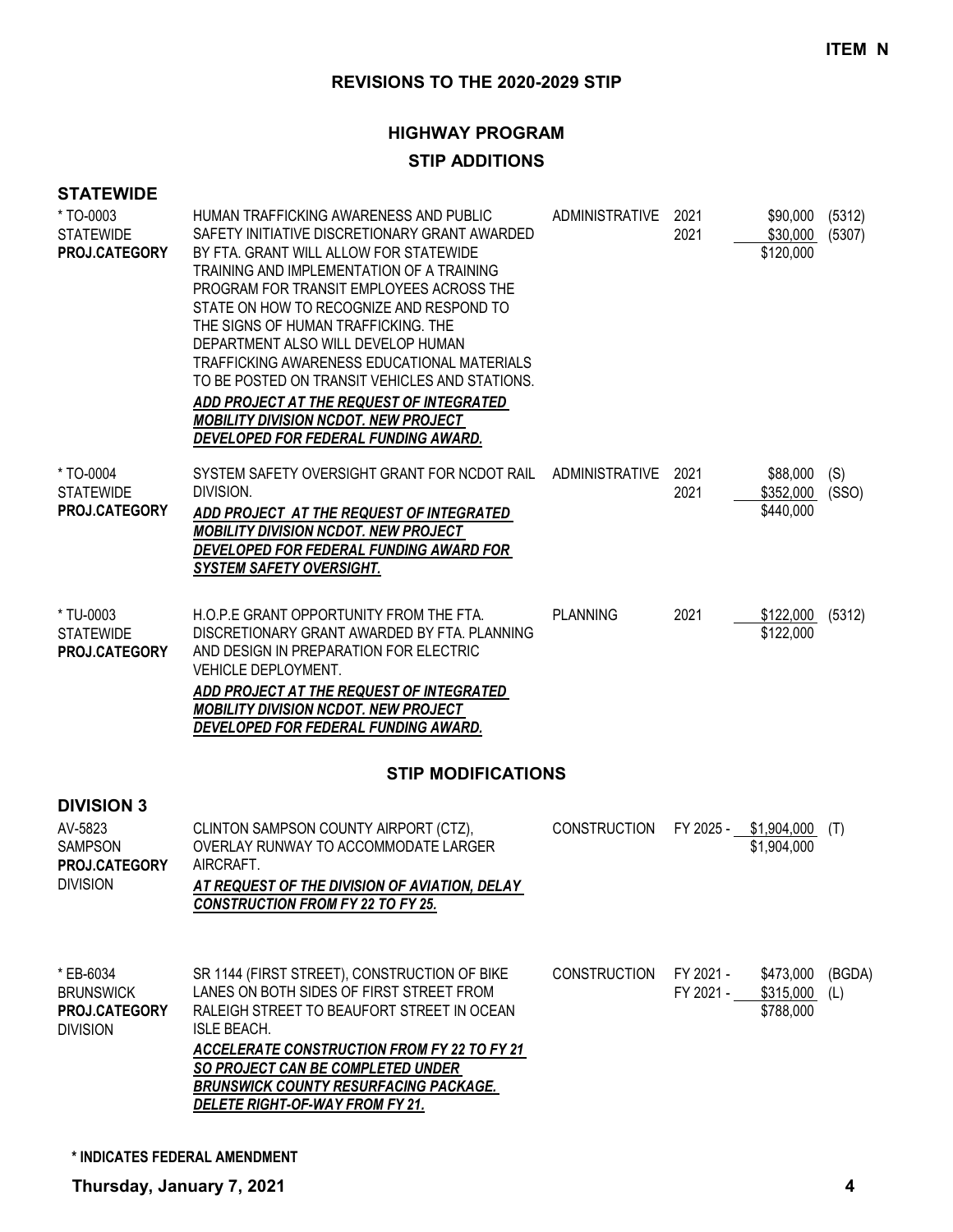ITEM N

## REVISIONS TO THE 2020-2029 STIP

## HIGHWAY PROGRAM

### STIP ADDITIONS

### STATEWIDE

| Project | Description | Category | Year | Amount | Source |
|---|---|---|---|---|---|
| * TO-0003<br>STATEWIDE<br>**PROJ.CATEGORY** | HUMAN TRAFFICKING AWARENESS AND PUBLIC SAFETY INITIATIVE DISCRETIONARY GRANT AWARDED BY FTA. GRANT WILL ALLOW FOR STATEWIDE TRAINING AND IMPLEMENTATION OF A TRAINING PROGRAM FOR TRANSIT EMPLOYEES ACROSS THE STATE ON HOW TO RECOGNIZE AND RESPOND TO THE SIGNS OF HUMAN TRAFFICKING. THE DEPARTMENT ALSO WILL DEVELOP HUMAN TRAFFICKING AWARENESS EDUCATIONAL MATERIALS TO BE POSTED ON TRANSIT VEHICLES AND STATIONS.<br>***ADD PROJECT AT THE REQUEST OF INTEGRATED MOBILITY DIVISION NCDOT. NEW PROJECT DEVELOPED FOR FEDERAL FUNDING AWARD.*** | ADMINISTRATIVE | 2021<br>2021 | \$90,000<br>\$30,000<br>\$120,000 | (5312)<br>(5307) |
| * TO-0004<br>STATEWIDE<br>**PROJ.CATEGORY** | SYSTEM SAFETY OVERSIGHT GRANT FOR NCDOT RAIL DIVISION.<br>***ADD PROJECT AT THE REQUEST OF INTEGRATED MOBILITY DIVISION NCDOT. NEW PROJECT DEVELOPED FOR FEDERAL FUNDING AWARD FOR SYSTEM SAFETY OVERSIGHT.*** | ADMINISTRATIVE | 2021<br>2021 | \$88,000<br>\$352,000<br>\$440,000 | (S)<br>(SSO) |
| * TU-0003<br>STATEWIDE<br>**PROJ.CATEGORY** | H.O.P.E GRANT OPPORTUNITY FROM THE FTA. DISCRETIONARY GRANT AWARDED BY FTA. PLANNING AND DESIGN IN PREPARATION FOR ELECTRIC VEHICLE DEPLOYMENT.<br>***ADD PROJECT AT THE REQUEST OF INTEGRATED MOBILITY DIVISION NCDOT. NEW PROJECT DEVELOPED FOR FEDERAL FUNDING AWARD.*** | PLANNING | 2021 | \$122,000<br>\$122,000 | (5312) |

### STIP MODIFICATIONS

### DIVISION 3

| Project | Description | Category | Year | Amount | Source |
|---|---|---|---|---|---|
| AV-5823<br>SAMPSON<br>**PROJ.CATEGORY**<br>DIVISION | CLINTON SAMPSON COUNTY AIRPORT (CTZ), OVERLAY RUNWAY TO ACCOMMODATE LARGER AIRCRAFT.<br>***AT REQUEST OF THE DIVISION OF AVIATION, DELAY CONSTRUCTION FROM FY 22 TO FY 25.*** | CONSTRUCTION | FY 2025 - | \$1,904,000<br>\$1,904,000 | (T) |
| * EB-6034<br>BRUNSWICK<br>**PROJ.CATEGORY**<br>DIVISION | SR 1144 (FIRST STREET), CONSTRUCTION OF BIKE LANES ON BOTH SIDES OF FIRST STREET FROM RALEIGH STREET TO BEAUFORT STREET IN OCEAN ISLE BEACH.<br>***ACCELERATE CONSTRUCTION FROM FY 22 TO FY 21 SO PROJECT CAN BE COMPLETED UNDER BRUNSWICK COUNTY RESURFACING PACKAGE. DELETE RIGHT-OF-WAY FROM FY 21.*** | CONSTRUCTION | FY 2021 -<br>FY 2021 - | \$473,000<br>\$315,000<br>\$788,000 | (BGDA)<br>(L) |

**\* INDICATES FEDERAL AMENDMENT**

**Thursday, January 7, 2021**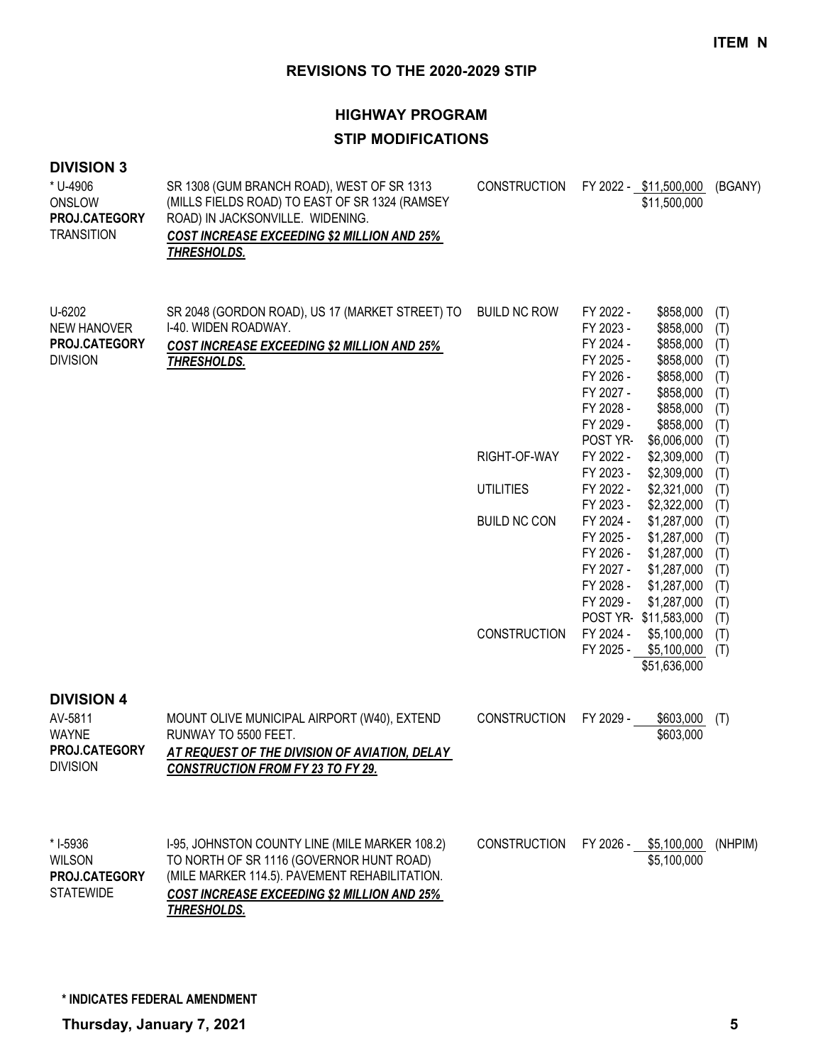**ITEM N**

## REVISIONS TO THE 2020-2029 STIP

## HIGHWAY PROGRAM

### STIP MODIFICATIONS

### DIVISION 3

| Project | Description | Category | Year | Amount | Fund |
|---|---|---|---|---|---|
| * U-4906<br>ONSLOW<br>**PROJ.CATEGORY**<br>TRANSITION | SR 1308 (GUM BRANCH ROAD), WEST OF SR 1313 (MILLS FIELDS ROAD) TO EAST OF SR 1324 (RAMSEY ROAD) IN JACKSONVILLE. WIDENING.<br>***COST INCREASE EXCEEDING $2 MILLION AND 25% THRESHOLDS.*** | CONSTRUCTION | FY 2022 - | $11,500,000 | (BGANY) |
| | | | | $11,500,000 | |
| U-6202<br>NEW HANOVER<br>**PROJ.CATEGORY**<br>DIVISION | SR 2048 (GORDON ROAD), US 17 (MARKET STREET) TO I-40. WIDEN ROADWAY.<br>***COST INCREASE EXCEEDING $2 MILLION AND 25% THRESHOLDS.*** | BUILD NC ROW | FY 2022 - | $858,000 | (T) |
| | | | FY 2023 - | $858,000 | (T) |
| | | | FY 2024 - | $858,000 | (T) |
| | | | FY 2025 - | $858,000 | (T) |
| | | | FY 2026 - | $858,000 | (T) |
| | | | FY 2027 - | $858,000 | (T) |
| | | | FY 2028 - | $858,000 | (T) |
| | | | FY 2029 - | $858,000 | (T) |
| | | | POST YR- | $6,006,000 | (T) |
| | | RIGHT-OF-WAY | FY 2022 - | $2,309,000 | (T) |
| | | | FY 2023 - | $2,309,000 | (T) |
| | | UTILITIES | FY 2022 - | $2,321,000 | (T) |
| | | | FY 2023 - | $2,322,000 | (T) |
| | | BUILD NC CON | FY 2024 - | $1,287,000 | (T) |
| | | | FY 2025 - | $1,287,000 | (T) |
| | | | FY 2026 - | $1,287,000 | (T) |
| | | | FY 2027 - | $1,287,000 | (T) |
| | | | FY 2028 - | $1,287,000 | (T) |
| | | | FY 2029 - | $1,287,000 | (T) |
| | | | POST YR- | $11,583,000 | (T) |
| | | CONSTRUCTION | FY 2024 - | $5,100,000 | (T) |
| | | | FY 2025 - | $5,100,000 | (T) |
| | | | | $51,636,000 | |

### DIVISION 4

| Project | Description | Category | Year | Amount | Fund |
|---|---|---|---|---|---|
| AV-5811<br>WAYNE<br>**PROJ.CATEGORY**<br>DIVISION | MOUNT OLIVE MUNICIPAL AIRPORT (W40), EXTEND RUNWAY TO 5500 FEET.<br>***AT REQUEST OF THE DIVISION OF AVIATION, DELAY CONSTRUCTION FROM FY 23 TO FY 29.*** | CONSTRUCTION | FY 2029 - | $603,000 | (T) |
| | | | | $603,000 | |
| * I-5936<br>WILSON<br>**PROJ.CATEGORY**<br>STATEWIDE | I-95, JOHNSTON COUNTY LINE (MILE MARKER 108.2) TO NORTH OF SR 1116 (GOVERNOR HUNT ROAD) (MILE MARKER 114.5). PAVEMENT REHABILITATION.<br>***COST INCREASE EXCEEDING $2 MILLION AND 25% THRESHOLDS.*** | CONSTRUCTION | FY 2026 - | $5,100,000 | (NHPIM) |
| | | | | $5,100,000 | |

**\* INDICATES FEDERAL AMENDMENT**

**Thursday, January 7, 2021**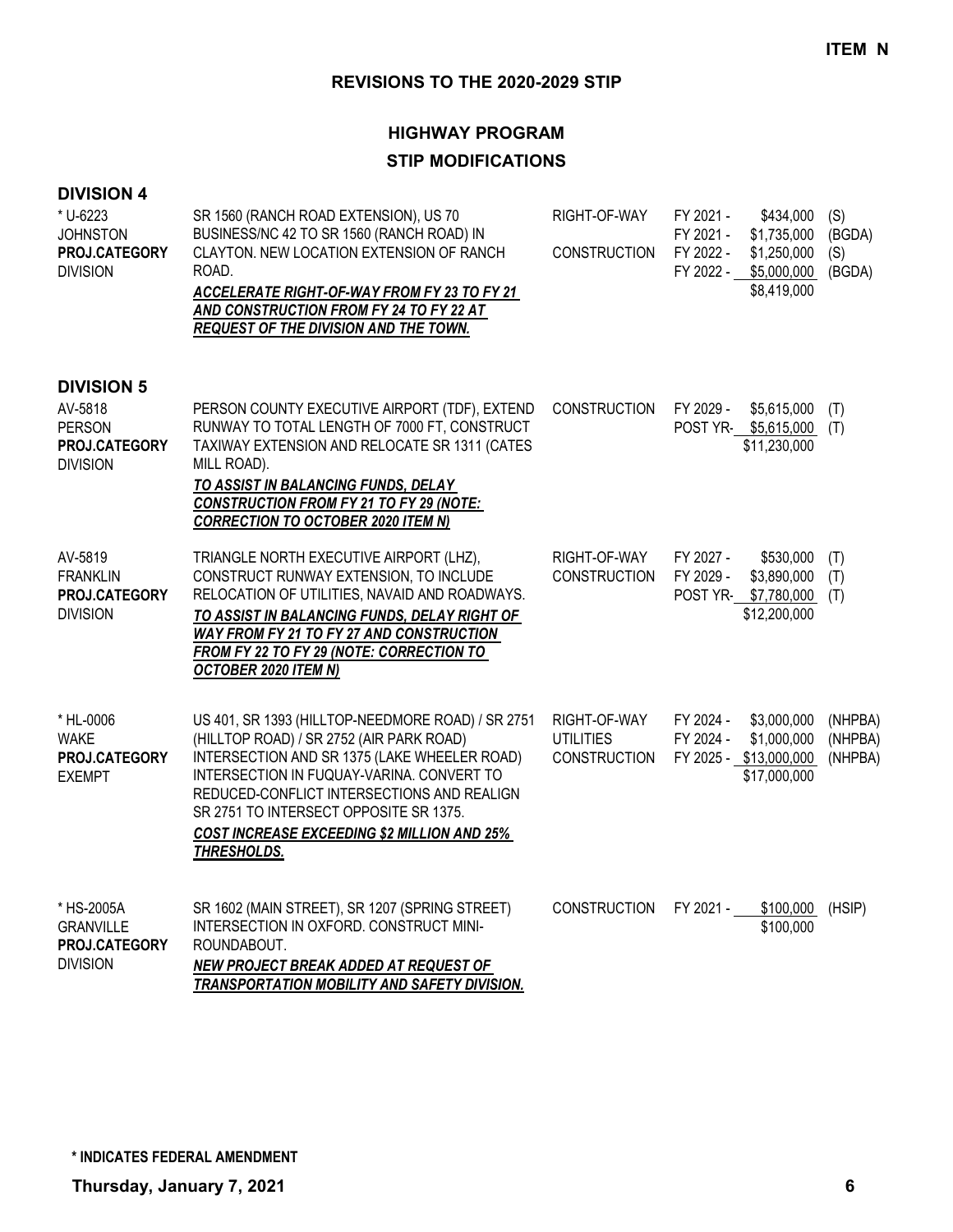**ITEM N**

## REVISIONS TO THE 2020-2029 STIP

### HIGHWAY PROGRAM
### STIP MODIFICATIONS

**DIVISION 4**

| | | | | | |
|---|---|---|---|---|---|
| * U-6223<br>JOHNSTON<br>**PROJ.CATEGORY**<br>DIVISION | SR 1560 (RANCH ROAD EXTENSION), US 70 BUSINESS/NC 42 TO SR 1560 (RANCH ROAD) IN CLAYTON. NEW LOCATION EXTENSION OF RANCH ROAD.<br>***ACCELERATE RIGHT-OF-WAY FROM FY 23 TO FY 21 AND CONSTRUCTION FROM FY 24 TO FY 22 AT REQUEST OF THE DIVISION AND THE TOWN.*** | RIGHT-OF-WAY<br><br>CONSTRUCTION | FY 2021 -<br>FY 2021 -<br>FY 2022 -<br>FY 2022 - | $434,000<br>$1,735,000<br>$1,250,000<br>$5,000,000<br>$8,419,000 | (S)<br>(BGDA)<br>(S)<br>(BGDA) |

**DIVISION 5**

| | | | | | |
|---|---|---|---|---|---|
| AV-5818<br>PERSON<br>**PROJ.CATEGORY**<br>DIVISION | PERSON COUNTY EXECUTIVE AIRPORT (TDF), EXTEND RUNWAY TO TOTAL LENGTH OF 7000 FT, CONSTRUCT TAXIWAY EXTENSION AND RELOCATE SR 1311 (CATES MILL ROAD).<br>***TO ASSIST IN BALANCING FUNDS, DELAY CONSTRUCTION FROM FY 21 TO FY 29 (NOTE: CORRECTION TO OCTOBER 2020 ITEM N)*** | CONSTRUCTION | FY 2029 -<br>POST YR- | $5,615,000<br>$5,615,000<br>$11,230,000 | (T)<br>(T) |
| AV-5819<br>FRANKLIN<br>**PROJ.CATEGORY**<br>DIVISION | TRIANGLE NORTH EXECUTIVE AIRPORT (LHZ), CONSTRUCT RUNWAY EXTENSION, TO INCLUDE RELOCATION OF UTILITIES, NAVAID AND ROADWAYS.<br>***TO ASSIST IN BALANCING FUNDS, DELAY RIGHT OF WAY FROM FY 21 TO FY 27 AND CONSTRUCTION FROM FY 22 TO FY 29 (NOTE: CORRECTION TO OCTOBER 2020 ITEM N)*** | RIGHT-OF-WAY<br>CONSTRUCTION | FY 2027 -<br>FY 2029 -<br>POST YR- | $530,000<br>$3,890,000<br>$7,780,000<br>$12,200,000 | (T)<br>(T)<br>(T) |
| * HL-0006<br>WAKE<br>**PROJ.CATEGORY**<br>EXEMPT | US 401, SR 1393 (HILLTOP-NEEDMORE ROAD) / SR 2751 (HILLTOP ROAD) / SR 2752 (AIR PARK ROAD) INTERSECTION AND SR 1375 (LAKE WHEELER ROAD) INTERSECTION IN FUQUAY-VARINA. CONVERT TO REDUCED-CONFLICT INTERSECTIONS AND REALIGN SR 2751 TO INTERSECT OPPOSITE SR 1375.<br>***COST INCREASE EXCEEDING $2 MILLION AND 25% THRESHOLDS.*** | RIGHT-OF-WAY<br>UTILITIES<br>CONSTRUCTION | FY 2024 -<br>FY 2024 -<br>FY 2025 - | $3,000,000<br>$1,000,000<br>$13,000,000<br>$17,000,000 | (NHPBA)<br>(NHPBA)<br>(NHPBA) |
| * HS-2005A<br>GRANVILLE<br>**PROJ.CATEGORY**<br>DIVISION | SR 1602 (MAIN STREET), SR 1207 (SPRING STREET) INTERSECTION IN OXFORD. CONSTRUCT MINI-ROUNDABOUT.<br>***NEW PROJECT BREAK ADDED AT REQUEST OF TRANSPORTATION MOBILITY AND SAFETY DIVISION.*** | CONSTRUCTION | FY 2021 - | $100,000<br>$100,000 | (HSIP) |

**\* INDICATES FEDERAL AMENDMENT**

**Thursday, January 7, 2021**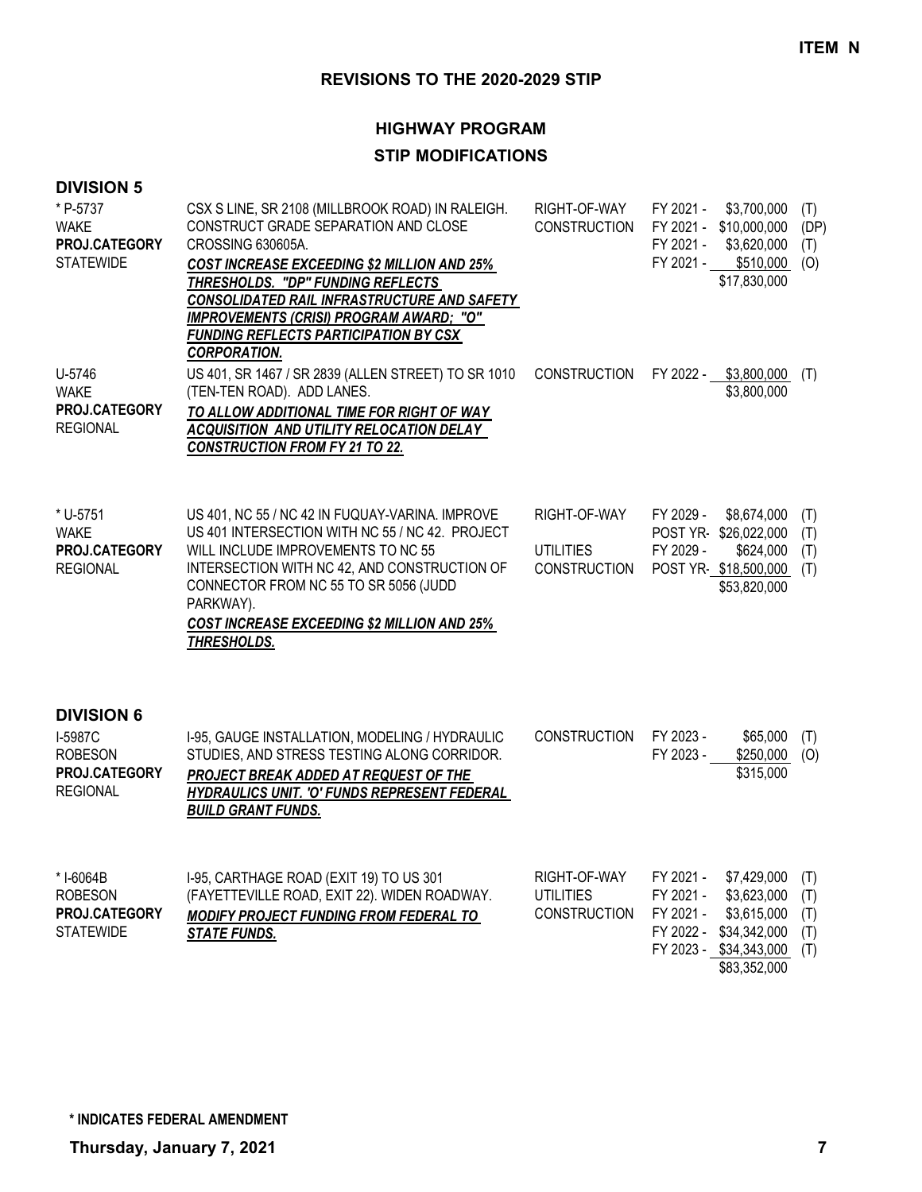**ITEM N**

## REVISIONS TO THE 2020-2029 STIP

## HIGHWAY PROGRAM

## STIP MODIFICATIONS

### DIVISION 5

| Project | Description | Phase | Funding |
|---|---|---|---|
| * P-5737<br>WAKE<br>**PROJ.CATEGORY**<br>STATEWIDE | CSX S LINE, SR 2108 (MILLBROOK ROAD) IN RALEIGH. CONSTRUCT GRADE SEPARATION AND CLOSE CROSSING 630605A.<br>***COST INCREASE EXCEEDING $2 MILLION AND 25% THRESHOLDS. "DP" FUNDING REFLECTS CONSOLIDATED RAIL INFRASTRUCTURE AND SAFETY IMPROVEMENTS (CRISI) PROGRAM AWARD; "O" FUNDING REFLECTS PARTICIPATION BY CSX CORPORATION.*** | RIGHT-OF-WAY<br>CONSTRUCTION | FY 2021 - $3,700,000 (T)<br>FY 2021 - $10,000,000 (DP)<br>FY 2021 - $3,620,000 (T)<br>FY 2021 - $510,000 (O)<br>$17,830,000 |
| U-5746<br>WAKE<br>**PROJ.CATEGORY**<br>REGIONAL | US 401, SR 1467 / SR 2839 (ALLEN STREET) TO SR 1010 (TEN-TEN ROAD). ADD LANES.<br>***TO ALLOW ADDITIONAL TIME FOR RIGHT OF WAY ACQUISITION AND UTILITY RELOCATION DELAY CONSTRUCTION FROM FY 21 TO 22.*** | CONSTRUCTION | FY 2022 - $3,800,000 (T)<br>$3,800,000 |
| * U-5751<br>WAKE<br>**PROJ.CATEGORY**<br>REGIONAL | US 401, NC 55 / NC 42 IN FUQUAY-VARINA. IMPROVE US 401 INTERSECTION WITH NC 55 / NC 42. PROJECT WILL INCLUDE IMPROVEMENTS TO NC 55 INTERSECTION WITH NC 42, AND CONSTRUCTION OF CONNECTOR FROM NC 55 TO SR 5056 (JUDD PARKWAY).<br>***COST INCREASE EXCEEDING $2 MILLION AND 25% THRESHOLDS.*** | RIGHT-OF-WAY<br><br>UTILITIES<br>CONSTRUCTION | FY 2029 - $8,674,000 (T)<br>POST YR- $26,022,000 (T)<br>FY 2029 - $624,000 (T)<br>POST YR- $18,500,000 (T)<br>$53,820,000 |

### DIVISION 6

| Project | Description | Phase | Funding |
|---|---|---|---|
| I-5987C<br>ROBESON<br>**PROJ.CATEGORY**<br>REGIONAL | I-95, GAUGE INSTALLATION, MODELING / HYDRAULIC STUDIES, AND STRESS TESTING ALONG CORRIDOR.<br>***PROJECT BREAK ADDED AT REQUEST OF THE HYDRAULICS UNIT. 'O' FUNDS REPRESENT FEDERAL BUILD GRANT FUNDS.*** | CONSTRUCTION | FY 2023 - $65,000 (T)<br>FY 2023 - $250,000 (O)<br>$315,000 |
| * I-6064B<br>ROBESON<br>**PROJ.CATEGORY**<br>STATEWIDE | I-95, CARTHAGE ROAD (EXIT 19) TO US 301 (FAYETTEVILLE ROAD, EXIT 22). WIDEN ROADWAY.<br>***MODIFY PROJECT FUNDING FROM FEDERAL TO STATE FUNDS.*** | RIGHT-OF-WAY<br>UTILITIES<br>CONSTRUCTION | FY 2021 - $7,429,000 (T)<br>FY 2021 - $3,623,000 (T)<br>FY 2021 - $3,615,000 (T)<br>FY 2022 - $34,342,000 (T)<br>FY 2023 - $34,343,000 (T)<br>$83,352,000 |

**\* INDICATES FEDERAL AMENDMENT**

**Thursday, January 7, 2021**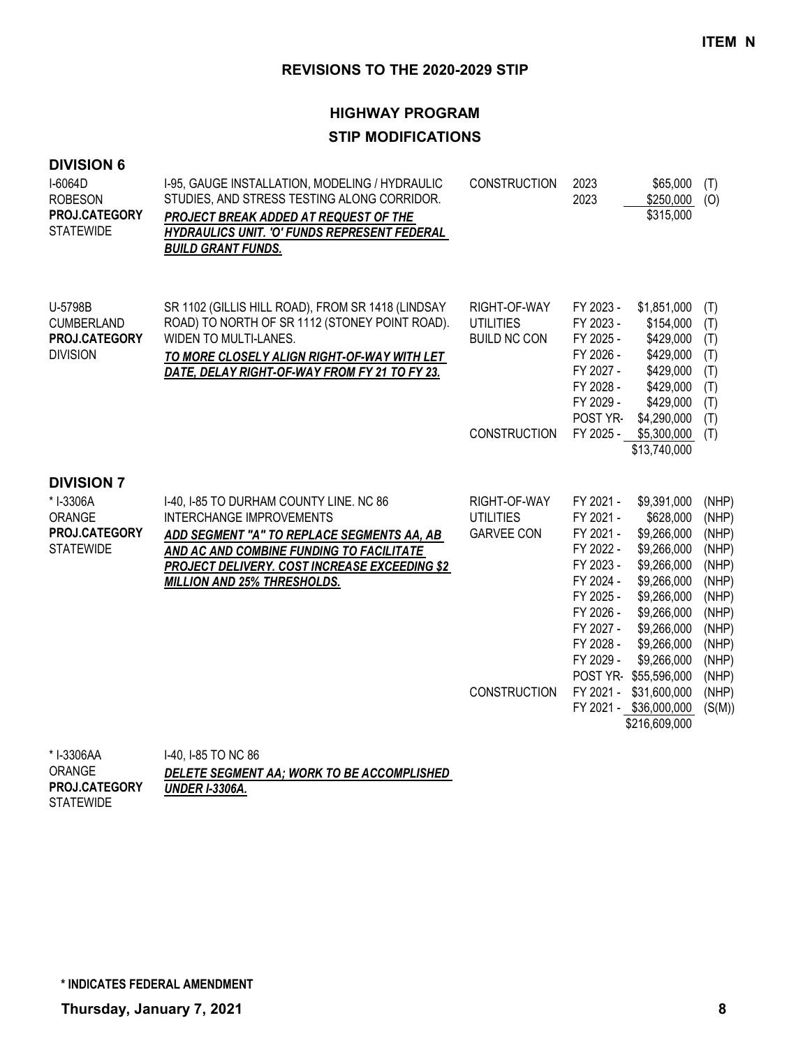**ITEM N**

## REVISIONS TO THE 2020-2029 STIP

### HIGHWAY PROGRAM
### STIP MODIFICATIONS

### DIVISION 6

| Project | Description | Phase | Year | Amount | Fund |
|---|---|---|---|---|---|
| I-6064D<br>ROBESON<br>**PROJ.CATEGORY**<br>STATEWIDE | I-95, GAUGE INSTALLATION, MODELING / HYDRAULIC STUDIES, AND STRESS TESTING ALONG CORRIDOR.<br>***PROJECT BREAK ADDED AT REQUEST OF THE HYDRAULICS UNIT. 'O' FUNDS REPRESENT FEDERAL BUILD GRANT FUNDS.*** | CONSTRUCTION | 2023 | $65,000 | (T) |
| | | | 2023 | $250,000 | (O) |
| | | | | $315,000 | |
| U-5798B<br>CUMBERLAND<br>**PROJ.CATEGORY**<br>DIVISION | SR 1102 (GILLIS HILL ROAD), FROM SR 1418 (LINDSAY ROAD) TO NORTH OF SR 1112 (STONEY POINT ROAD). WIDEN TO MULTI-LANES.<br>***TO MORE CLOSELY ALIGN RIGHT-OF-WAY WITH LET DATE, DELAY RIGHT-OF-WAY FROM FY 21 TO FY 23.*** | RIGHT-OF-WAY | FY 2023 - | $1,851,000 | (T) |
| | | UTILITIES | FY 2023 - | $154,000 | (T) |
| | | BUILD NC CON | FY 2025 - | $429,000 | (T) |
| | | | FY 2026 - | $429,000 | (T) |
| | | | FY 2027 - | $429,000 | (T) |
| | | | FY 2028 - | $429,000 | (T) |
| | | | FY 2029 - | $429,000 | (T) |
| | | | POST YR- | $4,290,000 | (T) |
| | | CONSTRUCTION | FY 2025 - | $5,300,000 | (T) |
| | | | | $13,740,000 | |

### DIVISION 7

| Project | Description | Phase | Year | Amount | Fund |
|---|---|---|---|---|---|
| * I-3306A<br>ORANGE<br>**PROJ.CATEGORY**<br>STATEWIDE | I-40, I-85 TO DURHAM COUNTY LINE. NC 86 INTERCHANGE IMPROVEMENTS<br>***ADD SEGMENT "A" TO REPLACE SEGMENTS AA, AB AND AC AND COMBINE FUNDING TO FACILITATE PROJECT DELIVERY. COST INCREASE EXCEEDING $2 MILLION AND 25% THRESHOLDS.*** | RIGHT-OF-WAY | FY 2021 - | $9,391,000 | (NHP) |
| | | UTILITIES | FY 2021 - | $628,000 | (NHP) |
| | | GARVEE CON | FY 2021 - | $9,266,000 | (NHP) |
| | | | FY 2022 - | $9,266,000 | (NHP) |
| | | | FY 2023 - | $9,266,000 | (NHP) |
| | | | FY 2024 - | $9,266,000 | (NHP) |
| | | | FY 2025 - | $9,266,000 | (NHP) |
| | | | FY 2026 - | $9,266,000 | (NHP) |
| | | | FY 2027 - | $9,266,000 | (NHP) |
| | | | FY 2028 - | $9,266,000 | (NHP) |
| | | | FY 2029 - | $9,266,000 | (NHP) |
| | | | POST YR- | $55,596,000 | (NHP) |
| | | CONSTRUCTION | FY 2021 - | $31,600,000 | (NHP) |
| | | | FY 2021 - | $36,000,000 | (S(M)) |
| | | | | $216,609,000 | |
| * I-3306AA<br>ORANGE<br>**PROJ.CATEGORY**<br>STATEWIDE | I-40, I-85 TO NC 86<br>***DELETE SEGMENT AA; WORK TO BE ACCOMPLISHED UNDER I-3306A.*** | | | | |

**\* INDICATES FEDERAL AMENDMENT**

**Thursday, January 7, 2021**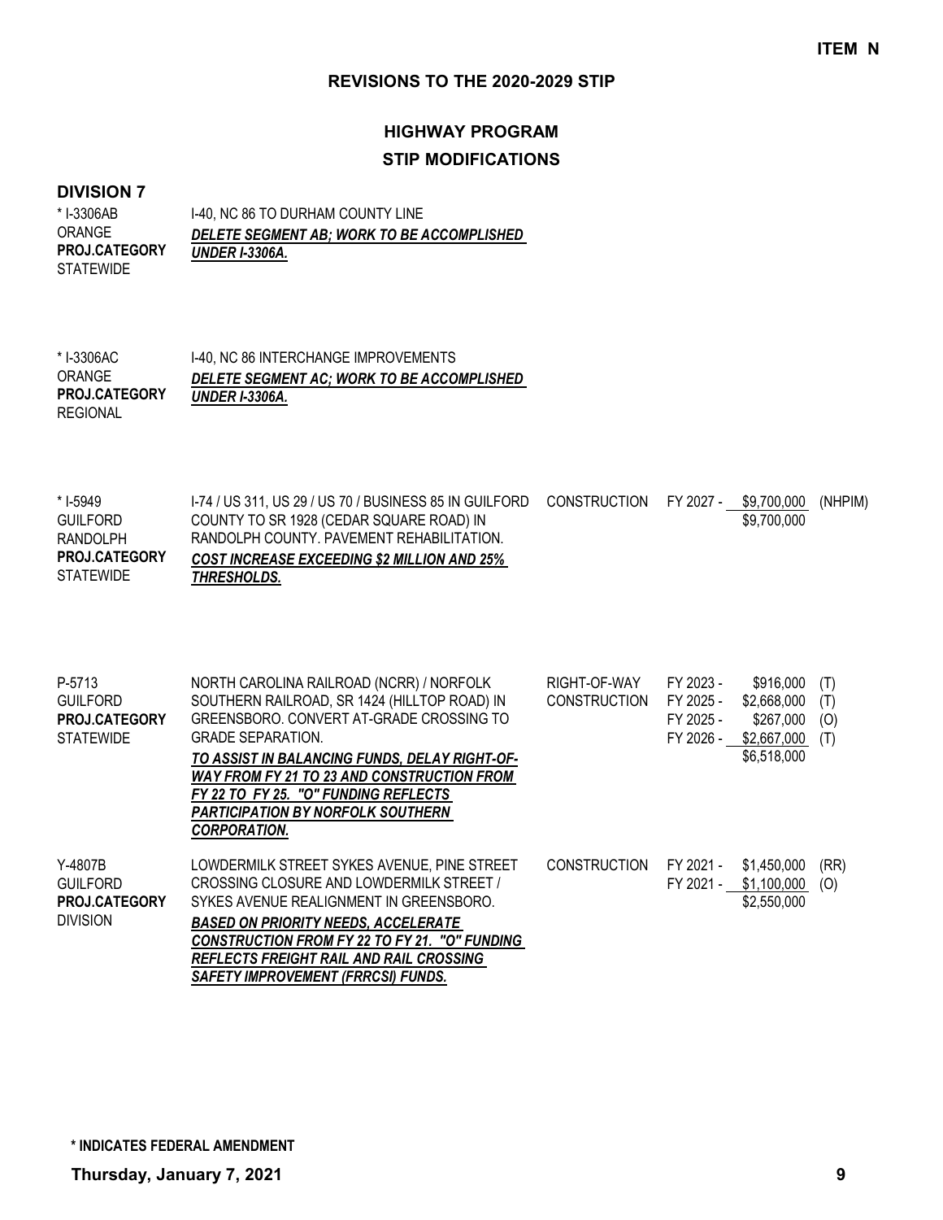**ITEM N**

## REVISIONS TO THE 2020-2029 STIP

## HIGHWAY PROGRAM

### STIP MODIFICATIONS

### DIVISION 7

| Project | Description | Work Type | Fiscal Year | Amount | Fund |
|---|---|---|---|---|---|
| * I-3306AB<br>ORANGE<br>**PROJ.CATEGORY**<br>STATEWIDE | I-40, NC 86 TO DURHAM COUNTY LINE<br>***DELETE SEGMENT AB; WORK TO BE ACCOMPLISHED UNDER I-3306A.*** | | | | |
| * I-3306AC<br>ORANGE<br>**PROJ.CATEGORY**<br>REGIONAL | I-40, NC 86 INTERCHANGE IMPROVEMENTS<br>***DELETE SEGMENT AC; WORK TO BE ACCOMPLISHED UNDER I-3306A.*** | | | | |
| * I-5949<br>GUILFORD<br>RANDOLPH<br>**PROJ.CATEGORY**<br>STATEWIDE | I-74 / US 311, US 29 / US 70 / BUSINESS 85 IN GUILFORD COUNTY TO SR 1928 (CEDAR SQUARE ROAD) IN RANDOLPH COUNTY. PAVEMENT REHABILITATION.<br>***COST INCREASE EXCEEDING $2 MILLION AND 25% THRESHOLDS.*** | CONSTRUCTION | FY 2027 - | $9,700,000<br>$9,700,000 | (NHPIM) |
| P-5713<br>GUILFORD<br>**PROJ.CATEGORY**<br>STATEWIDE | NORTH CAROLINA RAILROAD (NCRR) / NORFOLK SOUTHERN RAILROAD, SR 1424 (HILLTOP ROAD) IN GREENSBORO. CONVERT AT-GRADE CROSSING TO GRADE SEPARATION.<br>***TO ASSIST IN BALANCING FUNDS, DELAY RIGHT-OF-WAY FROM FY 21 TO 23 AND CONSTRUCTION FROM FY 22 TO FY 25. "O" FUNDING REFLECTS PARTICIPATION BY NORFOLK SOUTHERN CORPORATION.*** | RIGHT-OF-WAY<br>CONSTRUCTION | FY 2023 -<br>FY 2025 -<br>FY 2025 -<br>FY 2026 - | $916,000<br>$2,668,000<br>$267,000<br>$2,667,000<br>$6,518,000 | (T)<br>(T)<br>(O)<br>(T) |
| Y-4807B<br>GUILFORD<br>**PROJ.CATEGORY**<br>DIVISION | LOWDERMILK STREET SYKES AVENUE, PINE STREET CROSSING CLOSURE AND LOWDERMILK STREET / SYKES AVENUE REALIGNMENT IN GREENSBORO.<br>***BASED ON PRIORITY NEEDS, ACCELERATE CONSTRUCTION FROM FY 22 TO FY 21. "O" FUNDING REFLECTS FREIGHT RAIL AND RAIL CROSSING SAFETY IMPROVEMENT (FRRCSI) FUNDS.*** | CONSTRUCTION | FY 2021 -<br>FY 2021 - | $1,450,000<br>$1,100,000<br>$2,550,000 | (RR)<br>(O) |

**\* INDICATES FEDERAL AMENDMENT**

**Thursday, January 7, 2021**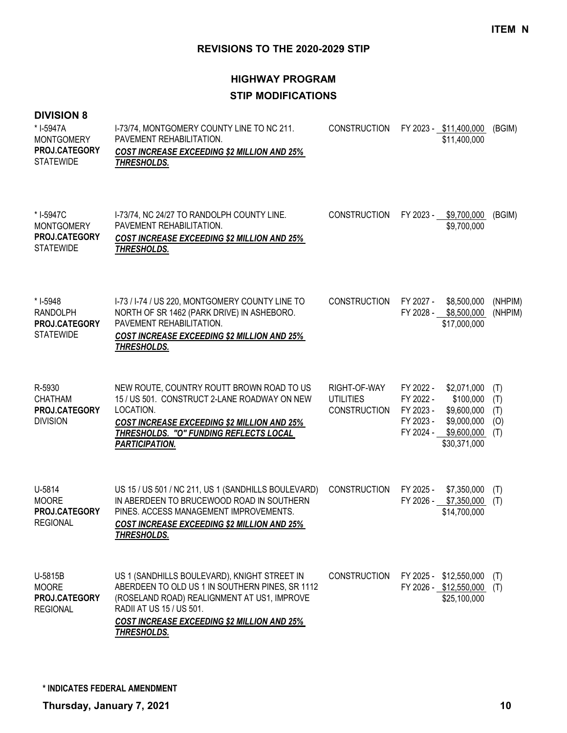**ITEM N**

## REVISIONS TO THE 2020-2029 STIP

## HIGHWAY PROGRAM

## STIP MODIFICATIONS

### DIVISION 8

| Project | Description | Phase | Fiscal Year / Amount | Funding |
|---|---|---|---|---|
| * I-5947A<br>MONTGOMERY<br>**PROJ.CATEGORY**<br>STATEWIDE | I-73/74, MONTGOMERY COUNTY LINE TO NC 211. PAVEMENT REHABILITATION.<br>***COST INCREASE EXCEEDING $2 MILLION AND 25% THRESHOLDS.*** | CONSTRUCTION | FY 2023 - $11,400,000<br>$11,400,000 | (BGIM) |
| * I-5947C<br>MONTGOMERY<br>**PROJ.CATEGORY**<br>STATEWIDE | I-73/74, NC 24/27 TO RANDOLPH COUNTY LINE. PAVEMENT REHABILITATION.<br>***COST INCREASE EXCEEDING $2 MILLION AND 25% THRESHOLDS.*** | CONSTRUCTION | FY 2023 - $9,700,000<br>$9,700,000 | (BGIM) |
| * I-5948<br>RANDOLPH<br>**PROJ.CATEGORY**<br>STATEWIDE | I-73 / I-74 / US 220, MONTGOMERY COUNTY LINE TO NORTH OF SR 1462 (PARK DRIVE) IN ASHEBORO. PAVEMENT REHABILITATION.<br>***COST INCREASE EXCEEDING $2 MILLION AND 25% THRESHOLDS.*** | CONSTRUCTION | FY 2027 - $8,500,000<br>FY 2028 - $8,500,000<br>$17,000,000 | (NHPIM)<br>(NHPIM) |
| R-5930<br>CHATHAM<br>**PROJ.CATEGORY**<br>DIVISION | NEW ROUTE, COUNTRY ROUTT BROWN ROAD TO US 15 / US 501. CONSTRUCT 2-LANE ROADWAY ON NEW LOCATION.<br>***COST INCREASE EXCEEDING $2 MILLION AND 25% THRESHOLDS. "O" FUNDING REFLECTS LOCAL PARTICIPATION.*** | RIGHT-OF-WAY<br>UTILITIES<br>CONSTRUCTION | FY 2022 - $2,071,000<br>FY 2022 - $100,000<br>FY 2023 - $9,600,000<br>FY 2023 - $9,000,000<br>FY 2024 - $9,600,000<br>$30,371,000 | (T)<br>(T)<br>(T)<br>(O)<br>(T) |
| U-5814<br>MOORE<br>**PROJ.CATEGORY**<br>REGIONAL | US 15 / US 501 / NC 211, US 1 (SANDHILLS BOULEVARD) IN ABERDEEN TO BRUCEWOOD ROAD IN SOUTHERN PINES. ACCESS MANAGEMENT IMPROVEMENTS.<br>***COST INCREASE EXCEEDING $2 MILLION AND 25% THRESHOLDS.*** | CONSTRUCTION | FY 2025 - $7,350,000<br>FY 2026 - $7,350,000<br>$14,700,000 | (T)<br>(T) |
| U-5815B<br>MOORE<br>**PROJ.CATEGORY**<br>REGIONAL | US 1 (SANDHILLS BOULEVARD), KNIGHT STREET IN ABERDEEN TO OLD US 1 IN SOUTHERN PINES, SR 1112 (ROSELAND ROAD) REALIGNMENT AT US1, IMPROVE RADII AT US 15 / US 501.<br>***COST INCREASE EXCEEDING $2 MILLION AND 25% THRESHOLDS.*** | CONSTRUCTION | FY 2025 - $12,550,000<br>FY 2026 - $12,550,000<br>$25,100,000 | (T)<br>(T) |

**\* INDICATES FEDERAL AMENDMENT**

**Thursday, January 7, 2021**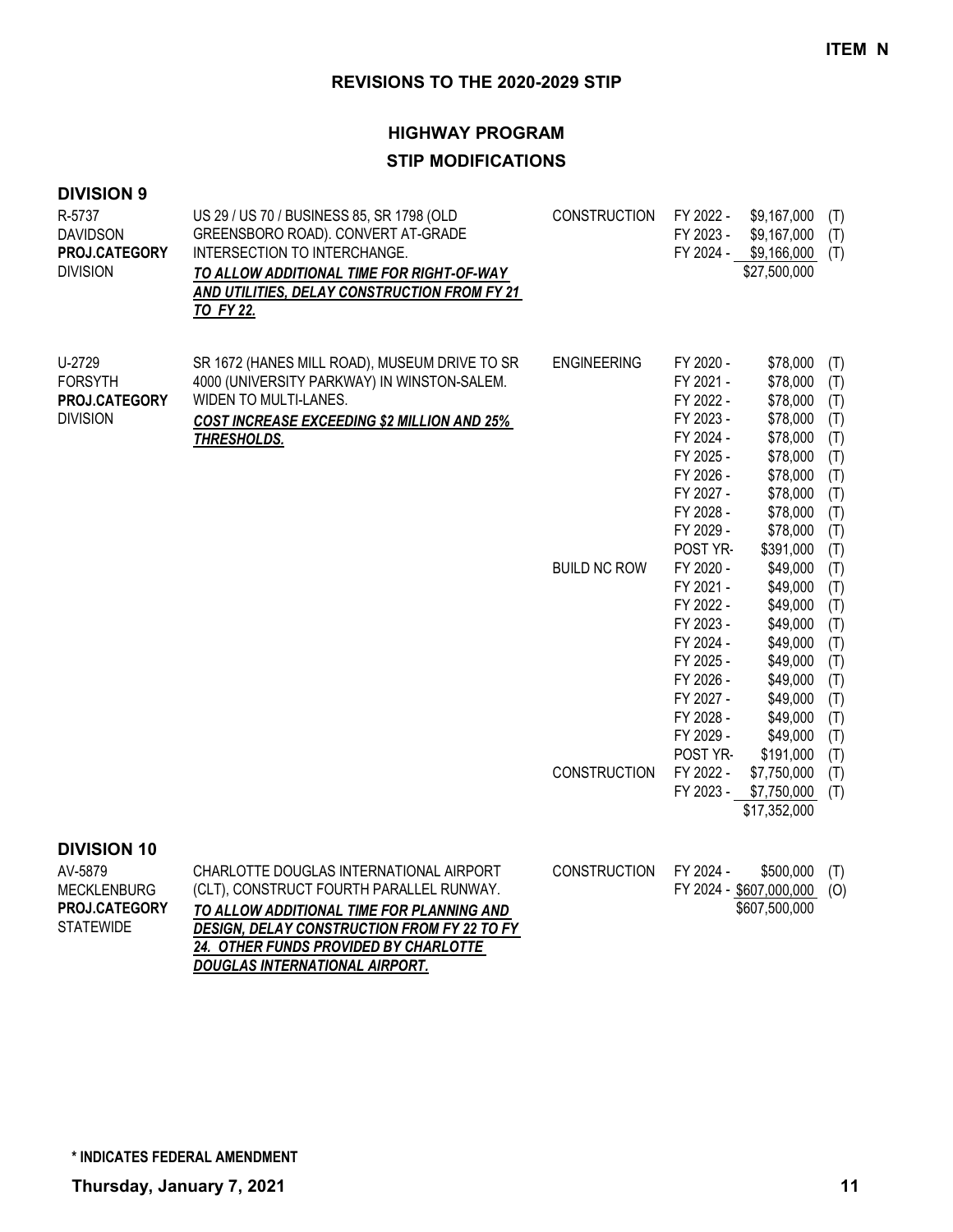**ITEM N**

## REVISIONS TO THE 2020-2029 STIP

### HIGHWAY PROGRAM

### STIP MODIFICATIONS

**DIVISION 9**

R-5737
DAVIDSON
**PROJ.CATEGORY**
DIVISION

US 29 / US 70 / BUSINESS 85, SR 1798 (OLD GREENSBORO ROAD). CONVERT AT-GRADE INTERSECTION TO INTERCHANGE.
***TO ALLOW ADDITIONAL TIME FOR RIGHT-OF-WAY AND UTILITIES, DELAY CONSTRUCTION FROM FY 21 TO FY 22.***

| Phase | Year | Amount | Fund |
|---|---|---|---|
| CONSTRUCTION | FY 2022 - | $9,167,000 | (T) |
| | FY 2023 - | $9,167,000 | (T) |
| | FY 2024 - | $9,166,000 | (T) |
| | | $27,500,000 | |

U-2729
FORSYTH
**PROJ.CATEGORY**
DIVISION

SR 1672 (HANES MILL ROAD), MUSEUM DRIVE TO SR 4000 (UNIVERSITY PARKWAY) IN WINSTON-SALEM. WIDEN TO MULTI-LANES.
***COST INCREASE EXCEEDING $2 MILLION AND 25% THRESHOLDS.***

| Phase | Year | Amount | Fund |
|---|---|---|---|
| ENGINEERING | FY 2020 - | $78,000 | (T) |
| | FY 2021 - | $78,000 | (T) |
| | FY 2022 - | $78,000 | (T) |
| | FY 2023 - | $78,000 | (T) |
| | FY 2024 - | $78,000 | (T) |
| | FY 2025 - | $78,000 | (T) |
| | FY 2026 - | $78,000 | (T) |
| | FY 2027 - | $78,000 | (T) |
| | FY 2028 - | $78,000 | (T) |
| | FY 2029 - | $78,000 | (T) |
| | POST YR- | $391,000 | (T) |
| BUILD NC ROW | FY 2020 - | $49,000 | (T) |
| | FY 2021 - | $49,000 | (T) |
| | FY 2022 - | $49,000 | (T) |
| | FY 2023 - | $49,000 | (T) |
| | FY 2024 - | $49,000 | (T) |
| | FY 2025 - | $49,000 | (T) |
| | FY 2026 - | $49,000 | (T) |
| | FY 2027 - | $49,000 | (T) |
| | FY 2028 - | $49,000 | (T) |
| | FY 2029 - | $49,000 | (T) |
| | POST YR- | $191,000 | (T) |
| CONSTRUCTION | FY 2022 - | $7,750,000 | (T) |
| | FY 2023 - | $7,750,000 | (T) |
| | | $17,352,000 | |

**DIVISION 10**

AV-5879
MECKLENBURG
**PROJ.CATEGORY**
STATEWIDE

CHARLOTTE DOUGLAS INTERNATIONAL AIRPORT (CLT), CONSTRUCT FOURTH PARALLEL RUNWAY.
***TO ALLOW ADDITIONAL TIME FOR PLANNING AND DESIGN, DELAY CONSTRUCTION FROM FY 22 TO FY 24. OTHER FUNDS PROVIDED BY CHARLOTTE DOUGLAS INTERNATIONAL AIRPORT.***

| Phase | Year | Amount | Fund |
|---|---|---|---|
| CONSTRUCTION | FY 2024 - | $500,000 | (T) |
| | FY 2024 - | $607,000,000 | (O) |
| | | $607,500,000 | |

**\* INDICATES FEDERAL AMENDMENT**

**Thursday, January 7, 2021**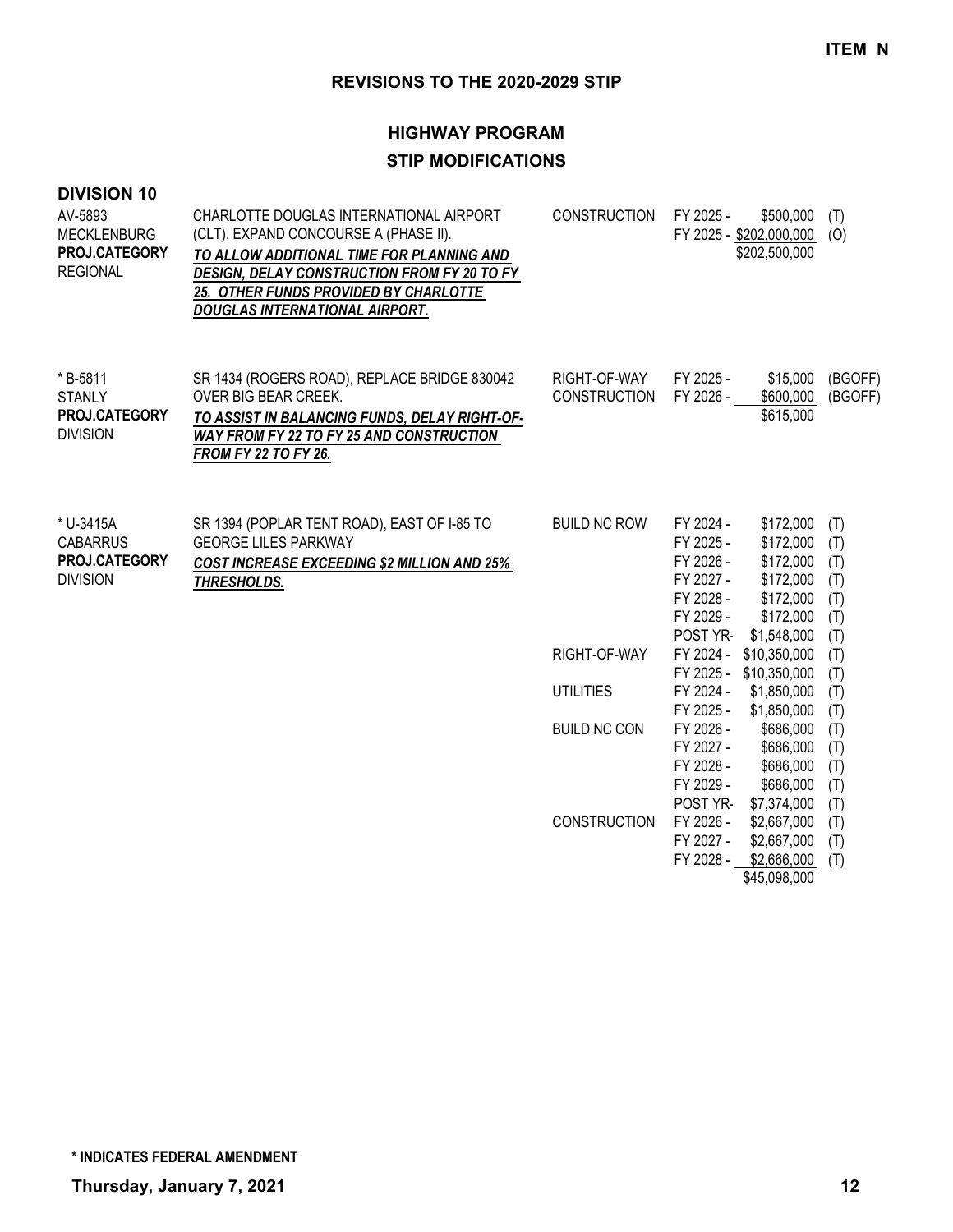**ITEM N**

## REVISIONS TO THE 2020-2029 STIP

### HIGHWAY PROGRAM
### STIP MODIFICATIONS

**DIVISION 10**

| Project | Description | Phase | Year | Amount | Fund |
|---|---|---|---|---|---|
| AV-5893<br>MECKLENBURG<br>**PROJ.CATEGORY**<br>REGIONAL | CHARLOTTE DOUGLAS INTERNATIONAL AIRPORT (CLT), EXPAND CONCOURSE A (PHASE II).<br>***TO ALLOW ADDITIONAL TIME FOR PLANNING AND DESIGN, DELAY CONSTRUCTION FROM FY 20 TO FY 25. OTHER FUNDS PROVIDED BY CHARLOTTE DOUGLAS INTERNATIONAL AIRPORT.*** | CONSTRUCTION | FY 2025 - | $500,000 | (T) |
| | | | FY 2025 - | $202,000,000 | (O) |
| | | | | $202,500,000 | |
| * B-5811<br>STANLY<br>**PROJ.CATEGORY**<br>DIVISION | SR 1434 (ROGERS ROAD), REPLACE BRIDGE 830042 OVER BIG BEAR CREEK.<br>***TO ASSIST IN BALANCING FUNDS, DELAY RIGHT-OF-WAY FROM FY 22 TO FY 25 AND CONSTRUCTION FROM FY 22 TO FY 26.*** | RIGHT-OF-WAY | FY 2025 - | $15,000 | (BGOFF) |
| | | CONSTRUCTION | FY 2026 - | $600,000 | (BGOFF) |
| | | | | $615,000 | |
| * U-3415A<br>CABARRUS<br>**PROJ.CATEGORY**<br>DIVISION | SR 1394 (POPLAR TENT ROAD), EAST OF I-85 TO GEORGE LILES PARKWAY<br>***COST INCREASE EXCEEDING $2 MILLION AND 25% THRESHOLDS.*** | BUILD NC ROW | FY 2024 - | $172,000 | (T) |
| | | | FY 2025 - | $172,000 | (T) |
| | | | FY 2026 - | $172,000 | (T) |
| | | | FY 2027 - | $172,000 | (T) |
| | | | FY 2028 - | $172,000 | (T) |
| | | | FY 2029 - | $172,000 | (T) |
| | | | POST YR- | $1,548,000 | (T) |
| | | RIGHT-OF-WAY | FY 2024 - | $10,350,000 | (T) |
| | | | FY 2025 - | $10,350,000 | (T) |
| | | UTILITIES | FY 2024 - | $1,850,000 | (T) |
| | | | FY 2025 - | $1,850,000 | (T) |
| | | BUILD NC CON | FY 2026 - | $686,000 | (T) |
| | | | FY 2027 - | $686,000 | (T) |
| | | | FY 2028 - | $686,000 | (T) |
| | | | FY 2029 - | $686,000 | (T) |
| | | | POST YR- | $7,374,000 | (T) |
| | | CONSTRUCTION | FY 2026 - | $2,667,000 | (T) |
| | | | FY 2027 - | $2,667,000 | (T) |
| | | | FY 2028 - | $2,666,000 | (T) |
| | | | | $45,098,000 | |

**\* INDICATES FEDERAL AMENDMENT**

**Thursday, January 7, 2021**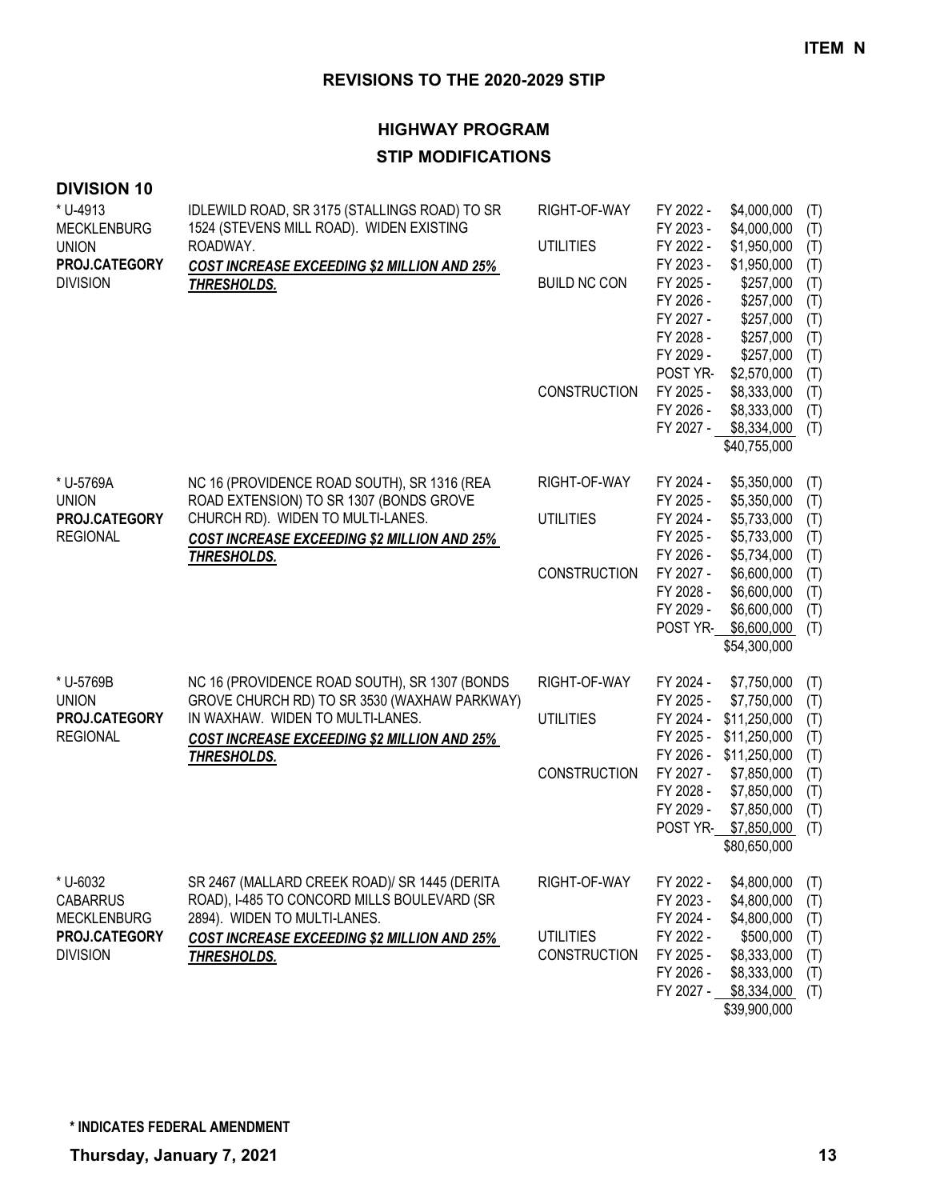**ITEM N**

## REVISIONS TO THE 2020-2029 STIP

### HIGHWAY PROGRAM
### STIP MODIFICATIONS

**DIVISION 10**

| Project | Description | Work Type | Year | Amount | Funding |
|---|---|---|---|---|---|
| * U-4913<br>MECKLENBURG<br>UNION<br>**PROJ.CATEGORY**<br>DIVISION | IDLEWILD ROAD, SR 3175 (STALLINGS ROAD) TO SR 1524 (STEVENS MILL ROAD). WIDEN EXISTING ROADWAY.<br>***COST INCREASE EXCEEDING $2 MILLION AND 25% THRESHOLDS.*** | RIGHT-OF-WAY | FY 2022 - | $4,000,000 | (T) |
| | | | FY 2023 - | $4,000,000 | (T) |
| | | UTILITIES | FY 2022 - | $1,950,000 | (T) |
| | | | FY 2023 - | $1,950,000 | (T) |
| | | BUILD NC CON | FY 2025 - | $257,000 | (T) |
| | | | FY 2026 - | $257,000 | (T) |
| | | | FY 2027 - | $257,000 | (T) |
| | | | FY 2028 - | $257,000 | (T) |
| | | | FY 2029 - | $257,000 | (T) |
| | | | POST YR- | $2,570,000 | (T) |
| | | CONSTRUCTION | FY 2025 - | $8,333,000 | (T) |
| | | | FY 2026 - | $8,333,000 | (T) |
| | | | FY 2027 - | $8,334,000 | (T) |
| | | | | $40,755,000 | |
| * U-5769A<br>UNION<br>**PROJ.CATEGORY**<br>REGIONAL | NC 16 (PROVIDENCE ROAD SOUTH), SR 1316 (REA ROAD EXTENSION) TO SR 1307 (BONDS GROVE CHURCH RD). WIDEN TO MULTI-LANES.<br>***COST INCREASE EXCEEDING $2 MILLION AND 25% THRESHOLDS.*** | RIGHT-OF-WAY | FY 2024 - | $5,350,000 | (T) |
| | | | FY 2025 - | $5,350,000 | (T) |
| | | UTILITIES | FY 2024 - | $5,733,000 | (T) |
| | | | FY 2025 - | $5,733,000 | (T) |
| | | | FY 2026 - | $5,734,000 | (T) |
| | | CONSTRUCTION | FY 2027 - | $6,600,000 | (T) |
| | | | FY 2028 - | $6,600,000 | (T) |
| | | | FY 2029 - | $6,600,000 | (T) |
| | | | POST YR- | $6,600,000 | (T) |
| | | | | $54,300,000 | |
| * U-5769B<br>UNION<br>**PROJ.CATEGORY**<br>REGIONAL | NC 16 (PROVIDENCE ROAD SOUTH), SR 1307 (BONDS GROVE CHURCH RD) TO SR 3530 (WAXHAW PARKWAY) IN WAXHAW. WIDEN TO MULTI-LANES.<br>***COST INCREASE EXCEEDING $2 MILLION AND 25% THRESHOLDS.*** | RIGHT-OF-WAY | FY 2024 - | $7,750,000 | (T) |
| | | | FY 2025 - | $7,750,000 | (T) |
| | | UTILITIES | FY 2024 - | $11,250,000 | (T) |
| | | | FY 2025 - | $11,250,000 | (T) |
| | | | FY 2026 - | $11,250,000 | (T) |
| | | CONSTRUCTION | FY 2027 - | $7,850,000 | (T) |
| | | | FY 2028 - | $7,850,000 | (T) |
| | | | FY 2029 - | $7,850,000 | (T) |
| | | | POST YR- | $7,850,000 | (T) |
| | | | | $80,650,000 | |
| * U-6032<br>CABARRUS<br>MECKLENBURG<br>**PROJ.CATEGORY**<br>DIVISION | SR 2467 (MALLARD CREEK ROAD)/ SR 1445 (DERITA ROAD), I-485 TO CONCORD MILLS BOULEVARD (SR 2894). WIDEN TO MULTI-LANES.<br>***COST INCREASE EXCEEDING $2 MILLION AND 25% THRESHOLDS.*** | RIGHT-OF-WAY | FY 2022 - | $4,800,000 | (T) |
| | | | FY 2023 - | $4,800,000 | (T) |
| | | | FY 2024 - | $4,800,000 | (T) |
| | | UTILITIES | FY 2022 - | $500,000 | (T) |
| | | CONSTRUCTION | FY 2025 - | $8,333,000 | (T) |
| | | | FY 2026 - | $8,333,000 | (T) |
| | | | FY 2027 - | $8,334,000 | (T) |
| | | | | $39,900,000 | |

**\* INDICATES FEDERAL AMENDMENT**

**Thursday, January 7, 2021**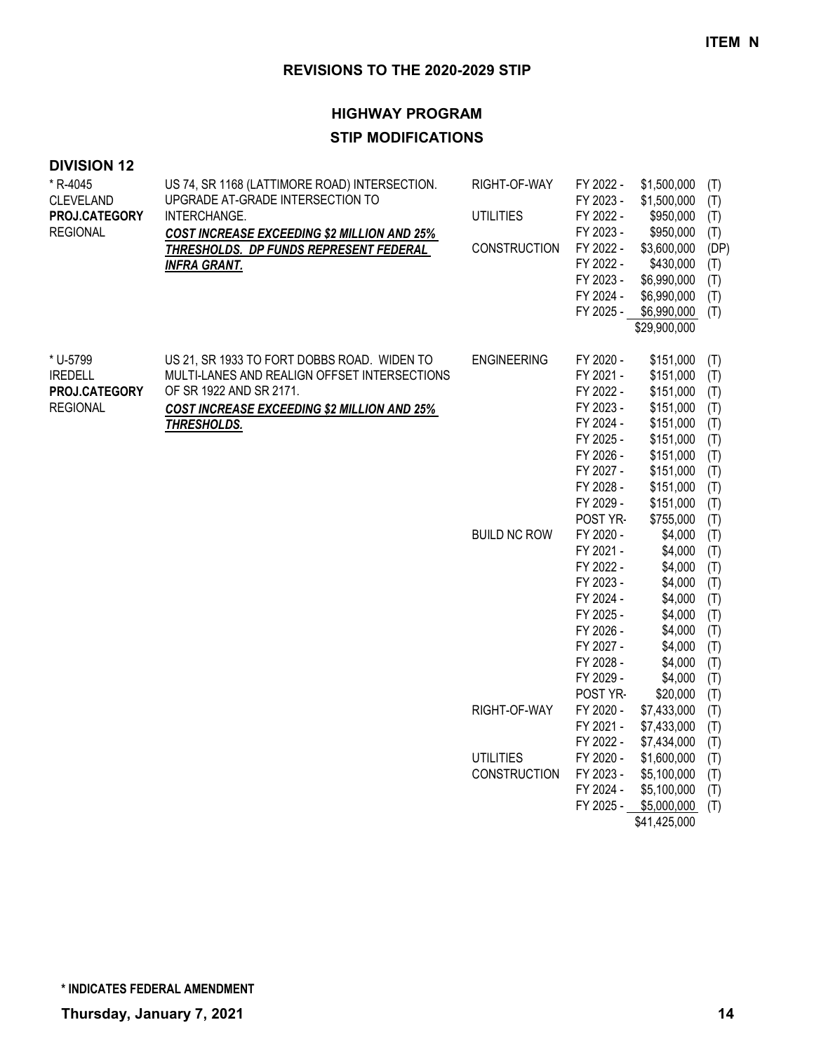**ITEM N**

## REVISIONS TO THE 2020-2029 STIP

### HIGHWAY PROGRAM

### STIP MODIFICATIONS

**DIVISION 12**

| Project | Description | Phase | Fiscal Year | Amount | Source |
|---|---|---|---|---|---|
| * R-4045<br>CLEVELAND<br>**PROJ.CATEGORY**<br>REGIONAL | US 74, SR 1168 (LATTIMORE ROAD) INTERSECTION. UPGRADE AT-GRADE INTERSECTION TO INTERCHANGE.<br>***COST INCREASE EXCEEDING $2 MILLION AND 25% THRESHOLDS. DP FUNDS REPRESENT FEDERAL INFRA GRANT.*** | RIGHT-OF-WAY | FY 2022 - | $1,500,000 | (T) |
| | | | FY 2023 - | $1,500,000 | (T) |
| | | UTILITIES | FY 2022 - | $950,000 | (T) |
| | | | FY 2023 - | $950,000 | (T) |
| | | CONSTRUCTION | FY 2022 - | $3,600,000 | (DP) |
| | | | FY 2022 - | $430,000 | (T) |
| | | | FY 2023 - | $6,990,000 | (T) |
| | | | FY 2024 - | $6,990,000 | (T) |
| | | | FY 2025 - | $6,990,000 | (T) |
| | | | | $29,900,000 | |
| * U-5799<br>IREDELL<br>**PROJ.CATEGORY**<br>REGIONAL | US 21, SR 1933 TO FORT DOBBS ROAD. WIDEN TO MULTI-LANES AND REALIGN OFFSET INTERSECTIONS OF SR 1922 AND SR 2171.<br>***COST INCREASE EXCEEDING $2 MILLION AND 25% THRESHOLDS.*** | ENGINEERING | FY 2020 - | $151,000 | (T) |
| | | | FY 2021 - | $151,000 | (T) |
| | | | FY 2022 - | $151,000 | (T) |
| | | | FY 2023 - | $151,000 | (T) |
| | | | FY 2024 - | $151,000 | (T) |
| | | | FY 2025 - | $151,000 | (T) |
| | | | FY 2026 - | $151,000 | (T) |
| | | | FY 2027 - | $151,000 | (T) |
| | | | FY 2028 - | $151,000 | (T) |
| | | | FY 2029 - | $151,000 | (T) |
| | | | POST YR- | $755,000 | (T) |
| | | BUILD NC ROW | FY 2020 - | $4,000 | (T) |
| | | | FY 2021 - | $4,000 | (T) |
| | | | FY 2022 - | $4,000 | (T) |
| | | | FY 2023 - | $4,000 | (T) |
| | | | FY 2024 - | $4,000 | (T) |
| | | | FY 2025 - | $4,000 | (T) |
| | | | FY 2026 - | $4,000 | (T) |
| | | | FY 2027 - | $4,000 | (T) |
| | | | FY 2028 - | $4,000 | (T) |
| | | | FY 2029 - | $4,000 | (T) |
| | | | POST YR- | $20,000 | (T) |
| | | RIGHT-OF-WAY | FY 2020 - | $7,433,000 | (T) |
| | | | FY 2021 - | $7,433,000 | (T) |
| | | | FY 2022 - | $7,434,000 | (T) |
| | | UTILITIES | FY 2020 - | $1,600,000 | (T) |
| | | CONSTRUCTION | FY 2023 - | $5,100,000 | (T) |
| | | | FY 2024 - | $5,100,000 | (T) |
| | | | FY 2025 - | $5,000,000 | (T) |
| | | | | $41,425,000 | |

**\* INDICATES FEDERAL AMENDMENT**

**Thursday, January 7, 2021**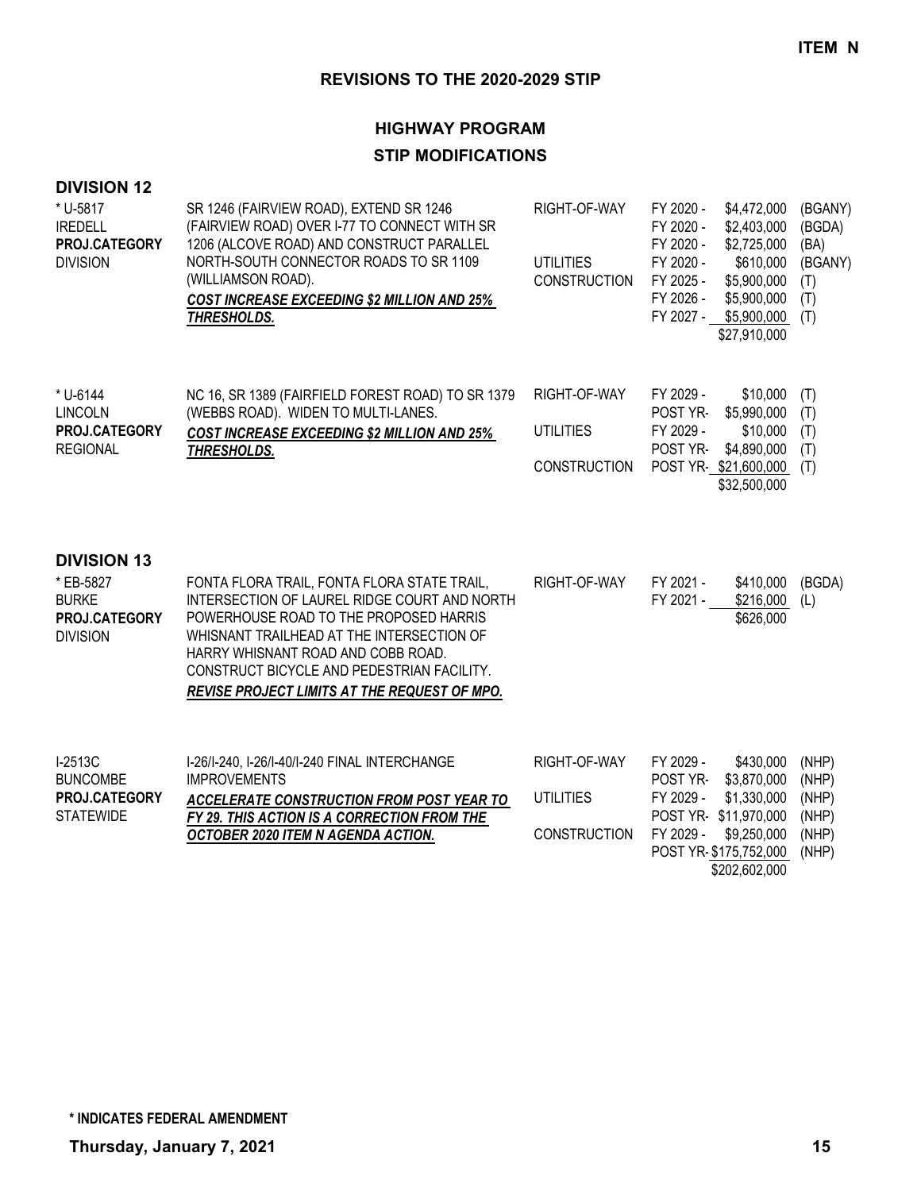**ITEM N**

## REVISIONS TO THE 2020-2029 STIP

## HIGHWAY PROGRAM
### STIP MODIFICATIONS

### DIVISION 12

| Project | Description | Work Type | Fiscal Year | Amount | Fund |
|---|---|---|---|---|---|
| * U-5817<br>IREDELL<br>**PROJ.CATEGORY**<br>DIVISION | SR 1246 (FAIRVIEW ROAD), EXTEND SR 1246 (FAIRVIEW ROAD) OVER I-77 TO CONNECT WITH SR 1206 (ALCOVE ROAD) AND CONSTRUCT PARALLEL NORTH-SOUTH CONNECTOR ROADS TO SR 1109 (WILLIAMSON ROAD).<br>***COST INCREASE EXCEEDING $2 MILLION AND 25% THRESHOLDS.*** | RIGHT-OF-WAY | FY 2020 - | $4,472,000 | (BGANY) |
| | | | FY 2020 - | $2,403,000 | (BGDA) |
| | | | FY 2020 - | $2,725,000 | (BA) |
| | | UTILITIES | FY 2020 - | $610,000 | (BGANY) |
| | | CONSTRUCTION | FY 2025 - | $5,900,000 | (T) |
| | | | FY 2026 - | $5,900,000 | (T) |
| | | | FY 2027 - | $5,900,000 | (T) |
| | | | | $27,910,000 | |
| * U-6144<br>LINCOLN<br>**PROJ.CATEGORY**<br>REGIONAL | NC 16, SR 1389 (FAIRFIELD FOREST ROAD) TO SR 1379 (WEBBS ROAD). WIDEN TO MULTI-LANES.<br>***COST INCREASE EXCEEDING $2 MILLION AND 25% THRESHOLDS.*** | RIGHT-OF-WAY | FY 2029 - | $10,000 | (T) |
| | | | POST YR- | $5,990,000 | (T) |
| | | UTILITIES | FY 2029 - | $10,000 | (T) |
| | | | POST YR- | $4,890,000 | (T) |
| | | CONSTRUCTION | POST YR- | $21,600,000 | (T) |
| | | | | $32,500,000 | |

### DIVISION 13

| Project | Description | Work Type | Fiscal Year | Amount | Fund |
|---|---|---|---|---|---|
| * EB-5827<br>BURKE<br>**PROJ.CATEGORY**<br>DIVISION | FONTA FLORA TRAIL, FONTA FLORA STATE TRAIL, INTERSECTION OF LAUREL RIDGE COURT AND NORTH POWERHOUSE ROAD TO THE PROPOSED HARRIS WHISNANT TRAILHEAD AT THE INTERSECTION OF HARRY WHISNANT ROAD AND COBB ROAD. CONSTRUCT BICYCLE AND PEDESTRIAN FACILITY.<br>***REVISE PROJECT LIMITS AT THE REQUEST OF MPO.*** | RIGHT-OF-WAY | FY 2021 - | $410,000 | (BGDA) |
| | | | FY 2021 - | $216,000 | (L) |
| | | | | $626,000 | |
| I-2513C<br>BUNCOMBE<br>**PROJ.CATEGORY**<br>STATEWIDE | I-26/I-240, I-26/I-40/I-240 FINAL INTERCHANGE IMPROVEMENTS<br>***ACCELERATE CONSTRUCTION FROM POST YEAR TO FY 29. THIS ACTION IS A CORRECTION FROM THE OCTOBER 2020 ITEM N AGENDA ACTION.*** | RIGHT-OF-WAY | FY 2029 - | $430,000 | (NHP) |
| | | | POST YR- | $3,870,000 | (NHP) |
| | | UTILITIES | FY 2029 - | $1,330,000 | (NHP) |
| | | | POST YR- | $11,970,000 | (NHP) |
| | | CONSTRUCTION | FY 2029 - | $9,250,000 | (NHP) |
| | | | POST YR- | $175,752,000 | (NHP) |
| | | | | $202,602,000 | |

**\* INDICATES FEDERAL AMENDMENT**

**Thursday, January 7, 2021**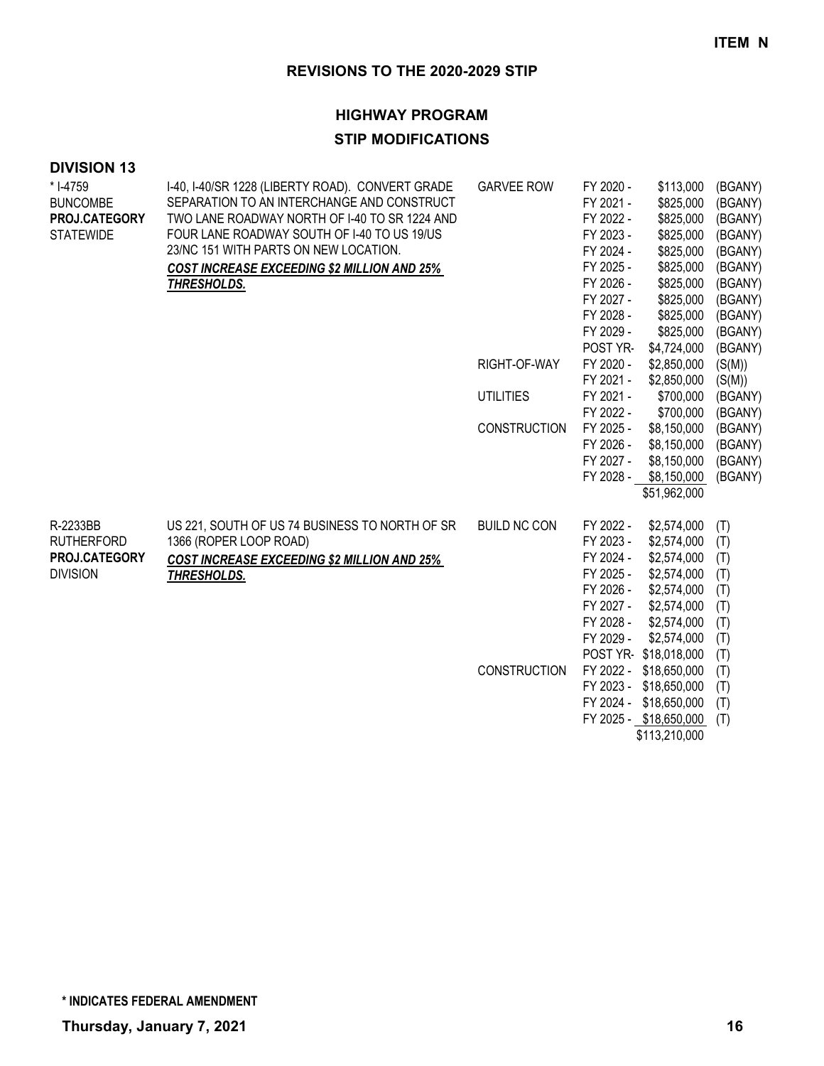**ITEM N**

## REVISIONS TO THE 2020-2029 STIP

### HIGHWAY PROGRAM

### STIP MODIFICATIONS

**DIVISION 13**

| Project | Description | Phase | Year | Amount | Funding |
|---|---|---|---|---|---|
| * I-4759<br>BUNCOMBE<br>**PROJ.CATEGORY**<br>STATEWIDE | I-40, I-40/SR 1228 (LIBERTY ROAD). CONVERT GRADE SEPARATION TO AN INTERCHANGE AND CONSTRUCT TWO LANE ROADWAY NORTH OF I-40 TO SR 1224 AND FOUR LANE ROADWAY SOUTH OF I-40 TO US 19/US 23/NC 151 WITH PARTS ON NEW LOCATION.<br>***COST INCREASE EXCEEDING $2 MILLION AND 25% THRESHOLDS.*** | GARVEE ROW | FY 2020 - | $113,000 | (BGANY) |
| | | | FY 2021 - | $825,000 | (BGANY) |
| | | | FY 2022 - | $825,000 | (BGANY) |
| | | | FY 2023 - | $825,000 | (BGANY) |
| | | | FY 2024 - | $825,000 | (BGANY) |
| | | | FY 2025 - | $825,000 | (BGANY) |
| | | | FY 2026 - | $825,000 | (BGANY) |
| | | | FY 2027 - | $825,000 | (BGANY) |
| | | | FY 2028 - | $825,000 | (BGANY) |
| | | | FY 2029 - | $825,000 | (BGANY) |
| | | | POST YR- | $4,724,000 | (BGANY) |
| | | RIGHT-OF-WAY | FY 2020 - | $2,850,000 | (S(M)) |
| | | | FY 2021 - | $2,850,000 | (S(M)) |
| | | UTILITIES | FY 2021 - | $700,000 | (BGANY) |
| | | | FY 2022 - | $700,000 | (BGANY) |
| | | CONSTRUCTION | FY 2025 - | $8,150,000 | (BGANY) |
| | | | FY 2026 - | $8,150,000 | (BGANY) |
| | | | FY 2027 - | $8,150,000 | (BGANY) |
| | | | FY 2028 - | $8,150,000 | (BGANY) |
| | | | | $51,962,000 | |
| R-2233BB<br>RUTHERFORD<br>**PROJ.CATEGORY**<br>DIVISION | US 221, SOUTH OF US 74 BUSINESS TO NORTH OF SR 1366 (ROPER LOOP ROAD)<br>***COST INCREASE EXCEEDING $2 MILLION AND 25% THRESHOLDS.*** | BUILD NC CON | FY 2022 - | $2,574,000 | (T) |
| | | | FY 2023 - | $2,574,000 | (T) |
| | | | FY 2024 - | $2,574,000 | (T) |
| | | | FY 2025 - | $2,574,000 | (T) |
| | | | FY 2026 - | $2,574,000 | (T) |
| | | | FY 2027 - | $2,574,000 | (T) |
| | | | FY 2028 - | $2,574,000 | (T) |
| | | | FY 2029 - | $2,574,000 | (T) |
| | | | POST YR- | $18,018,000 | (T) |
| | | CONSTRUCTION | FY 2022 - | $18,650,000 | (T) |
| | | | FY 2023 - | $18,650,000 | (T) |
| | | | FY 2024 - | $18,650,000 | (T) |
| | | | FY 2025 - | $18,650,000 | (T) |
| | | | | $113,210,000 | |

**\* INDICATES FEDERAL AMENDMENT**

**Thursday, January 7, 2021**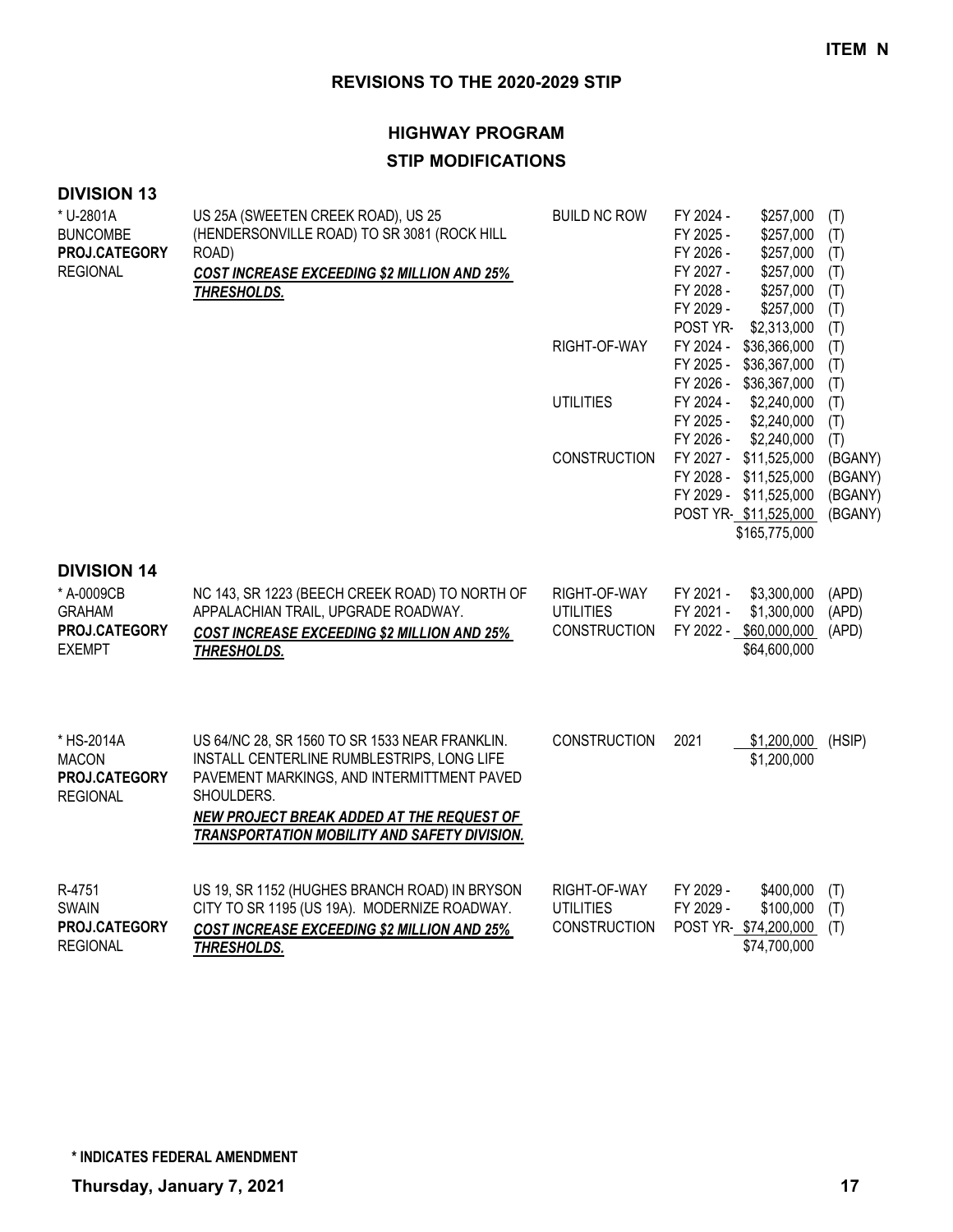**ITEM N**

## REVISIONS TO THE 2020-2029 STIP

## HIGHWAY PROGRAM

### STIP MODIFICATIONS

### DIVISION 13

| Project | Description | Phase | Year | Amount | Fund |
|---|---|---|---|---|---|
| * U-2801A<br>BUNCOMBE<br>**PROJ.CATEGORY**<br>REGIONAL | US 25A (SWEETEN CREEK ROAD), US 25 (HENDERSONVILLE ROAD) TO SR 3081 (ROCK HILL ROAD)<br>***COST INCREASE EXCEEDING $2 MILLION AND 25% THRESHOLDS.*** | BUILD NC ROW | FY 2024 - | $257,000 | (T) |
| | | | FY 2025 - | $257,000 | (T) |
| | | | FY 2026 - | $257,000 | (T) |
| | | | FY 2027 - | $257,000 | (T) |
| | | | FY 2028 - | $257,000 | (T) |
| | | | FY 2029 - | $257,000 | (T) |
| | | | POST YR- | $2,313,000 | (T) |
| | | RIGHT-OF-WAY | FY 2024 - | $36,366,000 | (T) |
| | | | FY 2025 - | $36,367,000 | (T) |
| | | | FY 2026 - | $36,367,000 | (T) |
| | | UTILITIES | FY 2024 - | $2,240,000 | (T) |
| | | | FY 2025 - | $2,240,000 | (T) |
| | | | FY 2026 - | $2,240,000 | (T) |
| | | CONSTRUCTION | FY 2027 - | $11,525,000 | (BGANY) |
| | | | FY 2028 - | $11,525,000 | (BGANY) |
| | | | FY 2029 - | $11,525,000 | (BGANY) |
| | | | POST YR- | $11,525,000 | (BGANY) |
| | | | | $165,775,000 | |

### DIVISION 14

| Project | Description | Phase | Year | Amount | Fund |
|---|---|---|---|---|---|
| * A-0009CB<br>GRAHAM<br>**PROJ.CATEGORY**<br>EXEMPT | NC 143, SR 1223 (BEECH CREEK ROAD) TO NORTH OF APPALACHIAN TRAIL, UPGRADE ROADWAY.<br>***COST INCREASE EXCEEDING $2 MILLION AND 25% THRESHOLDS.*** | RIGHT-OF-WAY | FY 2021 - | $3,300,000 | (APD) |
| | | UTILITIES | FY 2021 - | $1,300,000 | (APD) |
| | | CONSTRUCTION | FY 2022 - | $60,000,000 | (APD) |
| | | | | $64,600,000 | |
| * HS-2014A<br>MACON<br>**PROJ.CATEGORY**<br>REGIONAL | US 64/NC 28, SR 1560 TO SR 1533 NEAR FRANKLIN. INSTALL CENTERLINE RUMBLESTRIPS, LONG LIFE PAVEMENT MARKINGS, AND INTERMITTMENT PAVED SHOULDERS.<br>***NEW PROJECT BREAK ADDED AT THE REQUEST OF TRANSPORTATION MOBILITY AND SAFETY DIVISION.*** | CONSTRUCTION | 2021 | $1,200,000 | (HSIP) |
| | | | | $1,200,000 | |
| R-4751<br>SWAIN<br>**PROJ.CATEGORY**<br>REGIONAL | US 19, SR 1152 (HUGHES BRANCH ROAD) IN BRYSON CITY TO SR 1195 (US 19A). MODERNIZE ROADWAY.<br>***COST INCREASE EXCEEDING $2 MILLION AND 25% THRESHOLDS.*** | RIGHT-OF-WAY | FY 2029 - | $400,000 | (T) |
| | | UTILITIES | FY 2029 - | $100,000 | (T) |
| | | CONSTRUCTION | POST YR- | $74,200,000 | (T) |
| | | | | $74,700,000 | |

**\* INDICATES FEDERAL AMENDMENT**

**Thursday, January 7, 2021**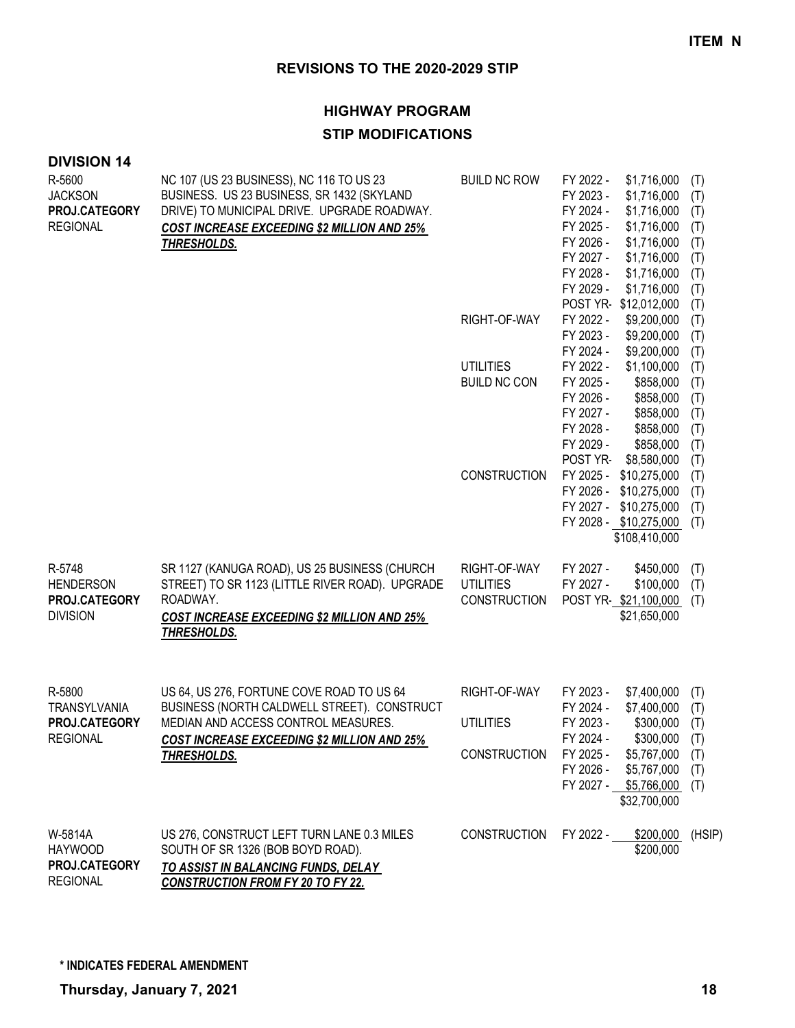**ITEM N**

## REVISIONS TO THE 2020-2029 STIP

### HIGHWAY PROGRAM

### STIP MODIFICATIONS

**DIVISION 14**

| Project | Description | Work Type | Fiscal Year | Amount | Fund |
|---|---|---|---|---|---|
| R-5600<br>JACKSON<br>**PROJ.CATEGORY**<br>REGIONAL | NC 107 (US 23 BUSINESS), NC 116 TO US 23 BUSINESS. US 23 BUSINESS, SR 1432 (SKYLAND DRIVE) TO MUNICIPAL DRIVE. UPGRADE ROADWAY.<br>***COST INCREASE EXCEEDING $2 MILLION AND 25% THRESHOLDS.*** | BUILD NC ROW | FY 2022 - | $1,716,000 | (T) |
| | | | FY 2023 - | $1,716,000 | (T) |
| | | | FY 2024 - | $1,716,000 | (T) |
| | | | FY 2025 - | $1,716,000 | (T) |
| | | | FY 2026 - | $1,716,000 | (T) |
| | | | FY 2027 - | $1,716,000 | (T) |
| | | | FY 2028 - | $1,716,000 | (T) |
| | | | FY 2029 - | $1,716,000 | (T) |
| | | | POST YR- | $12,012,000 | (T) |
| | | RIGHT-OF-WAY | FY 2022 - | $9,200,000 | (T) |
| | | | FY 2023 - | $9,200,000 | (T) |
| | | | FY 2024 - | $9,200,000 | (T) |
| | | UTILITIES | FY 2022 - | $1,100,000 | (T) |
| | | BUILD NC CON | FY 2025 - | $858,000 | (T) |
| | | | FY 2026 - | $858,000 | (T) |
| | | | FY 2027 - | $858,000 | (T) |
| | | | FY 2028 - | $858,000 | (T) |
| | | | FY 2029 - | $858,000 | (T) |
| | | | POST YR- | $8,580,000 | (T) |
| | | CONSTRUCTION | FY 2025 - | $10,275,000 | (T) |
| | | | FY 2026 - | $10,275,000 | (T) |
| | | | FY 2027 - | $10,275,000 | (T) |
| | | | FY 2028 - | $10,275,000 | (T) |
| | | | | $108,410,000 | |
| R-5748<br>HENDERSON<br>**PROJ.CATEGORY**<br>DIVISION | SR 1127 (KANUGA ROAD), US 25 BUSINESS (CHURCH STREET) TO SR 1123 (LITTLE RIVER ROAD). UPGRADE ROADWAY.<br>***COST INCREASE EXCEEDING $2 MILLION AND 25% THRESHOLDS.*** | RIGHT-OF-WAY | FY 2027 - | $450,000 | (T) |
| | | UTILITIES | FY 2027 - | $100,000 | (T) |
| | | CONSTRUCTION | POST YR- | $21,100,000 | (T) |
| | | | | $21,650,000 | |
| R-5800<br>TRANSYLVANIA<br>**PROJ.CATEGORY**<br>REGIONAL | US 64, US 276, FORTUNE COVE ROAD TO US 64 BUSINESS (NORTH CALDWELL STREET). CONSTRUCT MEDIAN AND ACCESS CONTROL MEASURES.<br>***COST INCREASE EXCEEDING $2 MILLION AND 25% THRESHOLDS.*** | RIGHT-OF-WAY | FY 2023 - | $7,400,000 | (T) |
| | | | FY 2024 - | $7,400,000 | (T) |
| | | UTILITIES | FY 2023 - | $300,000 | (T) |
| | | | FY 2024 - | $300,000 | (T) |
| | | CONSTRUCTION | FY 2025 - | $5,767,000 | (T) |
| | | | FY 2026 - | $5,767,000 | (T) |
| | | | FY 2027 - | $5,766,000 | (T) |
| | | | | $32,700,000 | |
| W-5814A<br>HAYWOOD<br>**PROJ.CATEGORY**<br>REGIONAL | US 276, CONSTRUCT LEFT TURN LANE 0.3 MILES SOUTH OF SR 1326 (BOB BOYD ROAD).<br>***TO ASSIST IN BALANCING FUNDS, DELAY CONSTRUCTION FROM FY 20 TO FY 22.*** | CONSTRUCTION | FY 2022 - | $200,000 | (HSIP) |
| | | | | $200,000 | |

**\* INDICATES FEDERAL AMENDMENT**

**Thursday, January 7, 2021**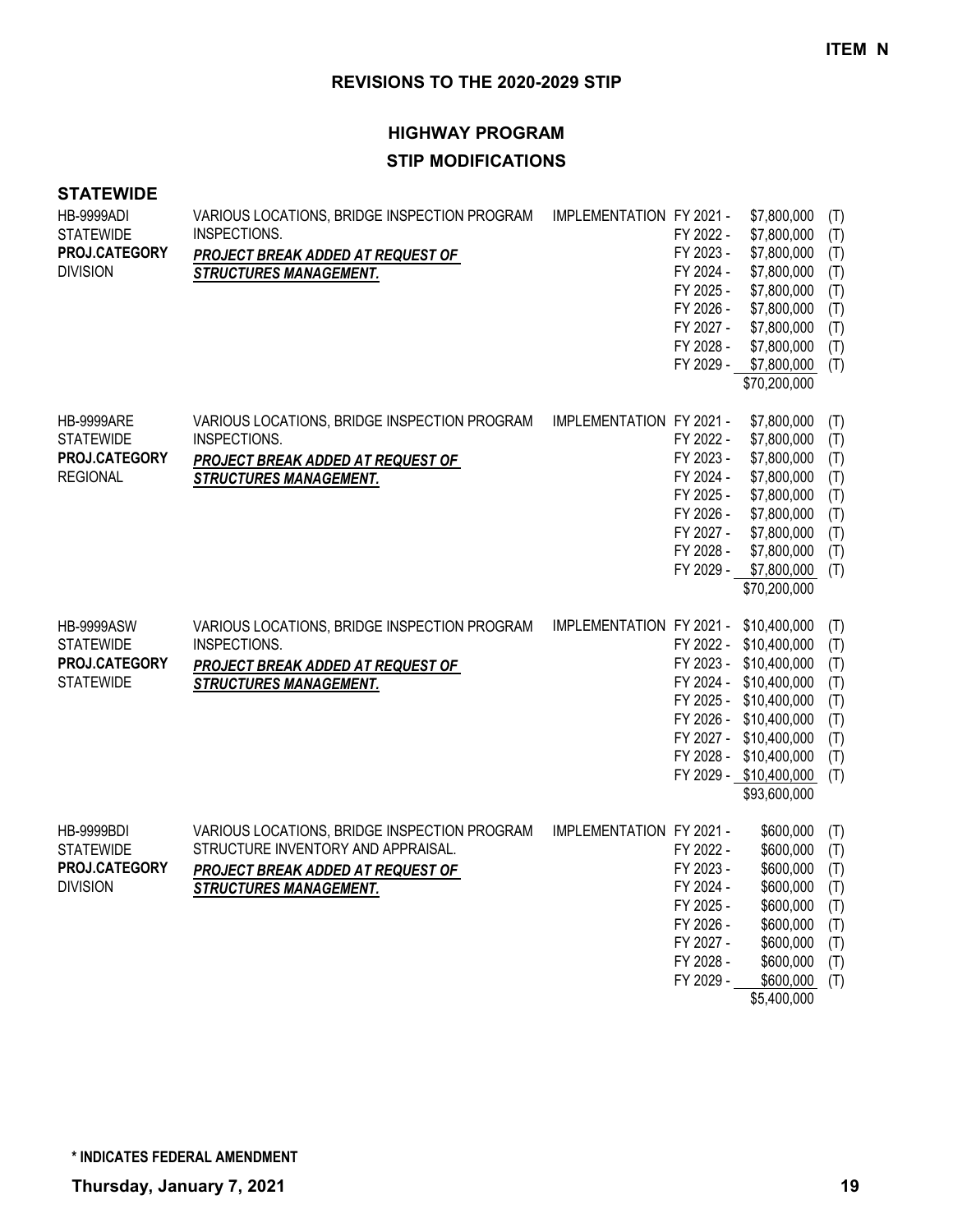**ITEM N**

## REVISIONS TO THE 2020-2029 STIP

### HIGHWAY PROGRAM

### STIP MODIFICATIONS

**STATEWIDE**

| Project | Description | Phase | Fiscal Year | Amount | Source |
|---|---|---|---|---|---|
| HB-9999ADI<br>STATEWIDE<br>**PROJ.CATEGORY**<br>DIVISION | VARIOUS LOCATIONS, BRIDGE INSPECTION PROGRAM INSPECTIONS.<br>***PROJECT BREAK ADDED AT REQUEST OF STRUCTURES MANAGEMENT.*** | IMPLEMENTATION | FY 2021 - | $7,800,000 | (T) |
| | | | FY 2022 - | $7,800,000 | (T) |
| | | | FY 2023 - | $7,800,000 | (T) |
| | | | FY 2024 - | $7,800,000 | (T) |
| | | | FY 2025 - | $7,800,000 | (T) |
| | | | FY 2026 - | $7,800,000 | (T) |
| | | | FY 2027 - | $7,800,000 | (T) |
| | | | FY 2028 - | $7,800,000 | (T) |
| | | | FY 2029 - | $7,800,000 | (T) |
| | | | | $70,200,000 | |
| HB-9999ARE<br>STATEWIDE<br>**PROJ.CATEGORY**<br>REGIONAL | VARIOUS LOCATIONS, BRIDGE INSPECTION PROGRAM INSPECTIONS.<br>***PROJECT BREAK ADDED AT REQUEST OF STRUCTURES MANAGEMENT.*** | IMPLEMENTATION | FY 2021 - | $7,800,000 | (T) |
| | | | FY 2022 - | $7,800,000 | (T) |
| | | | FY 2023 - | $7,800,000 | (T) |
| | | | FY 2024 - | $7,800,000 | (T) |
| | | | FY 2025 - | $7,800,000 | (T) |
| | | | FY 2026 - | $7,800,000 | (T) |
| | | | FY 2027 - | $7,800,000 | (T) |
| | | | FY 2028 - | $7,800,000 | (T) |
| | | | FY 2029 - | $7,800,000 | (T) |
| | | | | $70,200,000 | |
| HB-9999ASW<br>STATEWIDE<br>**PROJ.CATEGORY**<br>STATEWIDE | VARIOUS LOCATIONS, BRIDGE INSPECTION PROGRAM INSPECTIONS.<br>***PROJECT BREAK ADDED AT REQUEST OF STRUCTURES MANAGEMENT.*** | IMPLEMENTATION | FY 2021 - | $10,400,000 | (T) |
| | | | FY 2022 - | $10,400,000 | (T) |
| | | | FY 2023 - | $10,400,000 | (T) |
| | | | FY 2024 - | $10,400,000 | (T) |
| | | | FY 2025 - | $10,400,000 | (T) |
| | | | FY 2026 - | $10,400,000 | (T) |
| | | | FY 2027 - | $10,400,000 | (T) |
| | | | FY 2028 - | $10,400,000 | (T) |
| | | | FY 2029 - | $10,400,000 | (T) |
| | | | | $93,600,000 | |
| HB-9999BDI<br>STATEWIDE<br>**PROJ.CATEGORY**<br>DIVISION | VARIOUS LOCATIONS, BRIDGE INSPECTION PROGRAM STRUCTURE INVENTORY AND APPRAISAL.<br>***PROJECT BREAK ADDED AT REQUEST OF STRUCTURES MANAGEMENT.*** | IMPLEMENTATION | FY 2021 - | $600,000 | (T) |
| | | | FY 2022 - | $600,000 | (T) |
| | | | FY 2023 - | $600,000 | (T) |
| | | | FY 2024 - | $600,000 | (T) |
| | | | FY 2025 - | $600,000 | (T) |
| | | | FY 2026 - | $600,000 | (T) |
| | | | FY 2027 - | $600,000 | (T) |
| | | | FY 2028 - | $600,000 | (T) |
| | | | FY 2029 - | $600,000 | (T) |
| | | | | $5,400,000 | |

**\* INDICATES FEDERAL AMENDMENT**

**Thursday, January 7, 2021**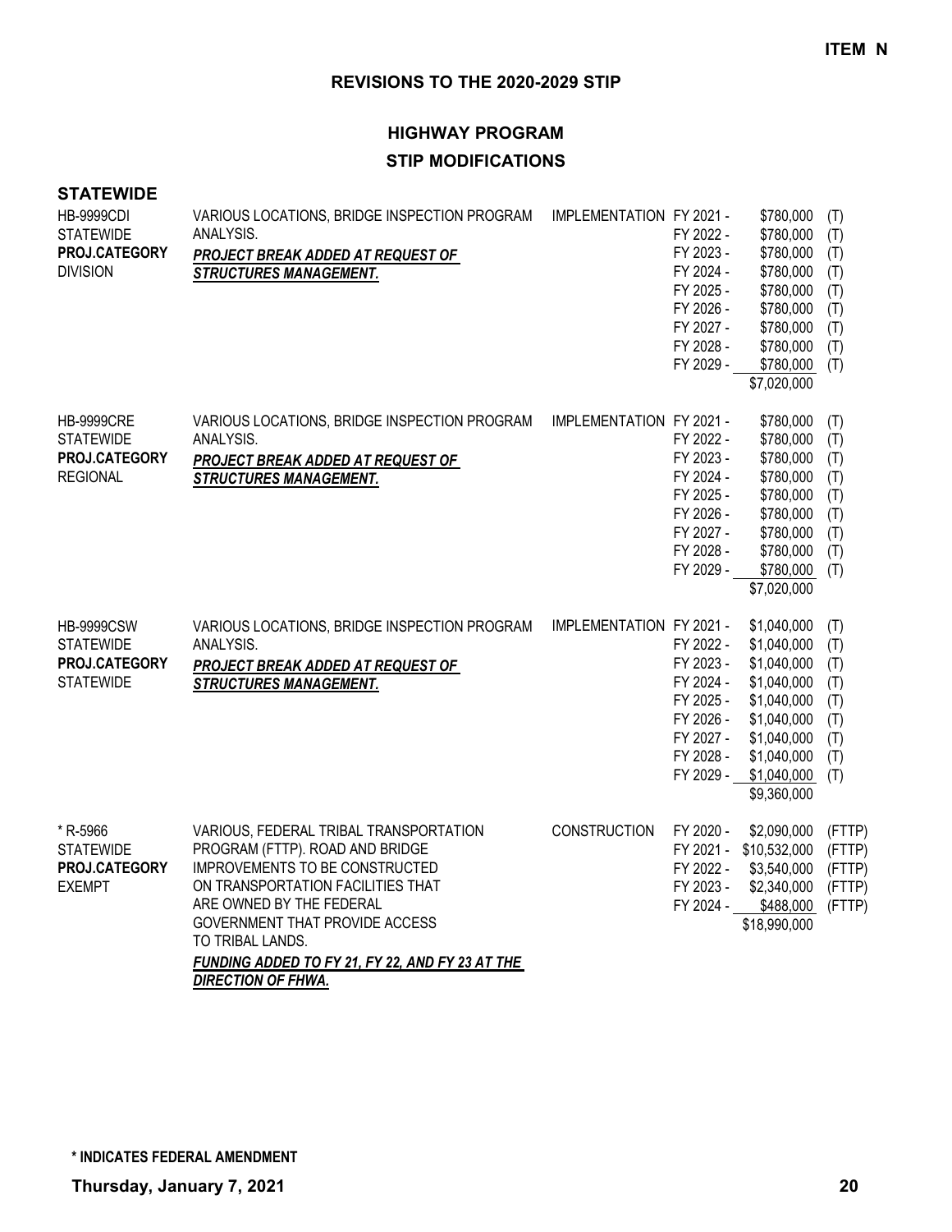**ITEM N**

## REVISIONS TO THE 2020-2029 STIP

### HIGHWAY PROGRAM

### STIP MODIFICATIONS

**STATEWIDE**

| Project | Description | Work Type | Fiscal Year | Amount | Funding |
|---|---|---|---|---|---|
| HB-9999CDI<br>STATEWIDE<br>**PROJ.CATEGORY**<br>DIVISION | VARIOUS LOCATIONS, BRIDGE INSPECTION PROGRAM ANALYSIS.<br>***PROJECT BREAK ADDED AT REQUEST OF STRUCTURES MANAGEMENT.*** | IMPLEMENTATION | FY 2021 - | $780,000 | (T) |
| | | | FY 2022 - | $780,000 | (T) |
| | | | FY 2023 - | $780,000 | (T) |
| | | | FY 2024 - | $780,000 | (T) |
| | | | FY 2025 - | $780,000 | (T) |
| | | | FY 2026 - | $780,000 | (T) |
| | | | FY 2027 - | $780,000 | (T) |
| | | | FY 2028 - | $780,000 | (T) |
| | | | FY 2029 - | $780,000 | (T) |
| | | | | $7,020,000 | |
| HB-9999CRE<br>STATEWIDE<br>**PROJ.CATEGORY**<br>REGIONAL | VARIOUS LOCATIONS, BRIDGE INSPECTION PROGRAM ANALYSIS.<br>***PROJECT BREAK ADDED AT REQUEST OF STRUCTURES MANAGEMENT.*** | IMPLEMENTATION | FY 2021 - | $780,000 | (T) |
| | | | FY 2022 - | $780,000 | (T) |
| | | | FY 2023 - | $780,000 | (T) |
| | | | FY 2024 - | $780,000 | (T) |
| | | | FY 2025 - | $780,000 | (T) |
| | | | FY 2026 - | $780,000 | (T) |
| | | | FY 2027 - | $780,000 | (T) |
| | | | FY 2028 - | $780,000 | (T) |
| | | | FY 2029 - | $780,000 | (T) |
| | | | | $7,020,000 | |
| HB-9999CSW<br>STATEWIDE<br>**PROJ.CATEGORY**<br>STATEWIDE | VARIOUS LOCATIONS, BRIDGE INSPECTION PROGRAM ANALYSIS.<br>***PROJECT BREAK ADDED AT REQUEST OF STRUCTURES MANAGEMENT.*** | IMPLEMENTATION | FY 2021 - | $1,040,000 | (T) |
| | | | FY 2022 - | $1,040,000 | (T) |
| | | | FY 2023 - | $1,040,000 | (T) |
| | | | FY 2024 - | $1,040,000 | (T) |
| | | | FY 2025 - | $1,040,000 | (T) |
| | | | FY 2026 - | $1,040,000 | (T) |
| | | | FY 2027 - | $1,040,000 | (T) |
| | | | FY 2028 - | $1,040,000 | (T) |
| | | | FY 2029 - | $1,040,000 | (T) |
| | | | | $9,360,000 | |
| * R-5966<br>STATEWIDE<br>**PROJ.CATEGORY**<br>EXEMPT | VARIOUS, FEDERAL TRIBAL TRANSPORTATION PROGRAM (FTTP). ROAD AND BRIDGE IMPROVEMENTS TO BE CONSTRUCTED ON TRANSPORTATION FACILITIES THAT ARE OWNED BY THE FEDERAL GOVERNMENT THAT PROVIDE ACCESS TO TRIBAL LANDS.<br>***FUNDING ADDED TO FY 21, FY 22, AND FY 23 AT THE DIRECTION OF FHWA.*** | CONSTRUCTION | FY 2020 - | $2,090,000 | (FTTP) |
| | | | FY 2021 - | $10,532,000 | (FTTP) |
| | | | FY 2022 - | $3,540,000 | (FTTP) |
| | | | FY 2023 - | $2,340,000 | (FTTP) |
| | | | FY 2024 - | $488,000 | (FTTP) |
| | | | | $18,990,000 | |

**\* INDICATES FEDERAL AMENDMENT**

**Thursday, January 7, 2021**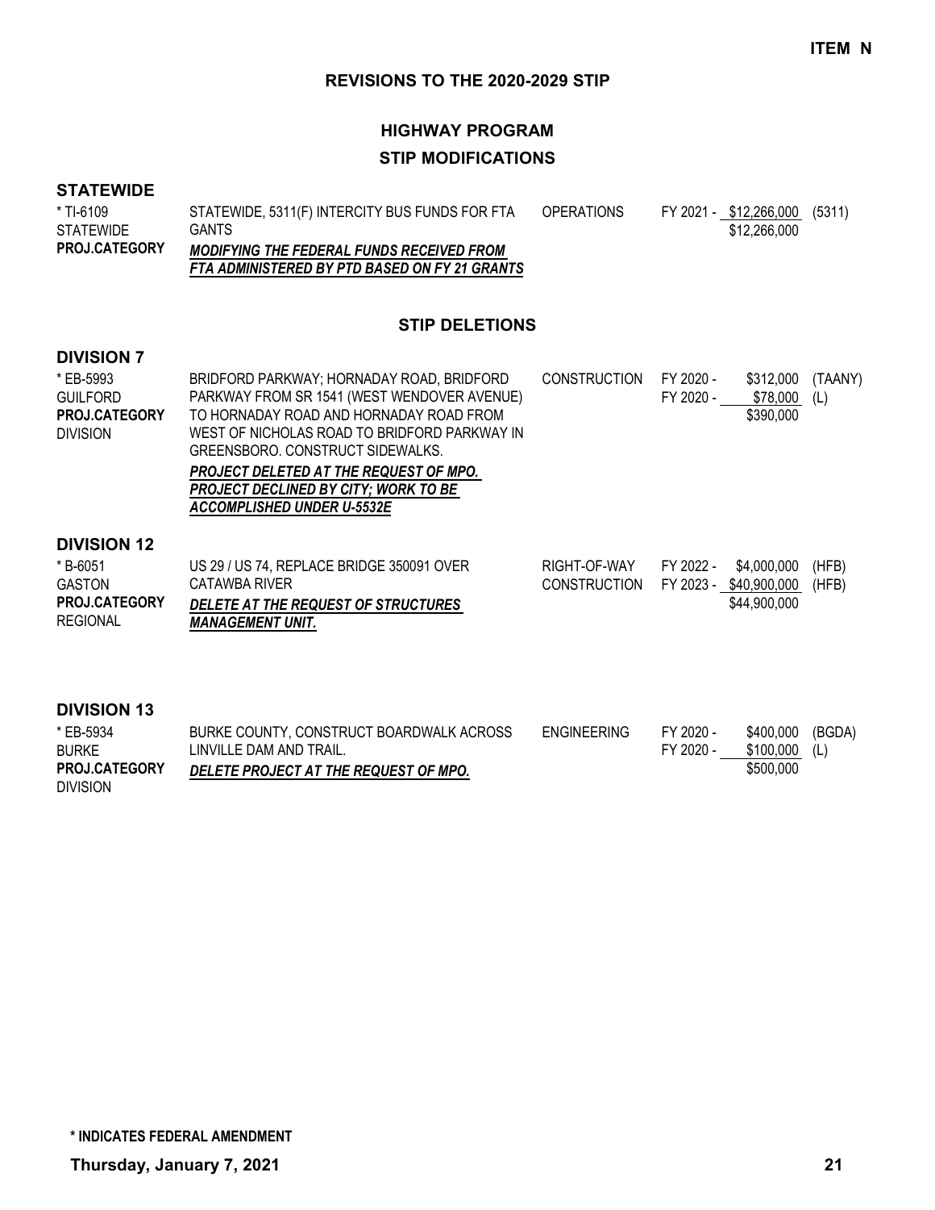**ITEM N**

## REVISIONS TO THE 2020-2029 STIP

### HIGHWAY PROGRAM

### STIP MODIFICATIONS

#### STATEWIDE

| | | | | | |
|---|---|---|---|---|---|
| * TI-6109<br>STATEWIDE<br>**PROJ.CATEGORY** | STATEWIDE, 5311(F) INTERCITY BUS FUNDS FOR FTA GANTS<br>***MODIFYING THE FEDERAL FUNDS RECEIVED FROM FTA ADMINISTERED BY PTD BASED ON FY 21 GRANTS*** | OPERATIONS | FY 2021 - | $12,266,000<br>$12,266,000 | (5311) |

### STIP DELETIONS

#### DIVISION 7

| | | | | | |
|---|---|---|---|---|---|
| * EB-5993<br>GUILFORD<br>**PROJ.CATEGORY**<br>DIVISION | BRIDFORD PARKWAY; HORNADAY ROAD, BRIDFORD PARKWAY FROM SR 1541 (WEST WENDOVER AVENUE) TO HORNADAY ROAD AND HORNADAY ROAD FROM WEST OF NICHOLAS ROAD TO BRIDFORD PARKWAY IN GREENSBORO. CONSTRUCT SIDEWALKS.<br>***PROJECT DELETED AT THE REQUEST OF MPO. PROJECT DECLINED BY CITY; WORK TO BE ACCOMPLISHED UNDER U-5532E*** | CONSTRUCTION | FY 2020 -<br>FY 2020 - | $312,000<br>$78,000<br>$390,000 | (TAANY)<br>(L) |

#### DIVISION 12

| | | | | | |
|---|---|---|---|---|---|
| * B-6051<br>GASTON<br>**PROJ.CATEGORY**<br>REGIONAL | US 29 / US 74, REPLACE BRIDGE 350091 OVER CATAWBA RIVER<br>***DELETE AT THE REQUEST OF STRUCTURES MANAGEMENT UNIT.*** | RIGHT-OF-WAY<br>CONSTRUCTION | FY 2022 -<br>FY 2023 - | $4,000,000<br>$40,900,000<br>$44,900,000 | (HFB)<br>(HFB) |

#### DIVISION 13

| | | | | | |
|---|---|---|---|---|---|
| * EB-5934<br>BURKE<br>**PROJ.CATEGORY**<br>DIVISION | BURKE COUNTY, CONSTRUCT BOARDWALK ACROSS LINVILLE DAM AND TRAIL.<br>***DELETE PROJECT AT THE REQUEST OF MPO.*** | ENGINEERING | FY 2020 -<br>FY 2020 - | $400,000<br>$100,000<br>$500,000 | (BGDA)<br>(L) |

**\* INDICATES FEDERAL AMENDMENT**

**Thursday, January 7, 2021**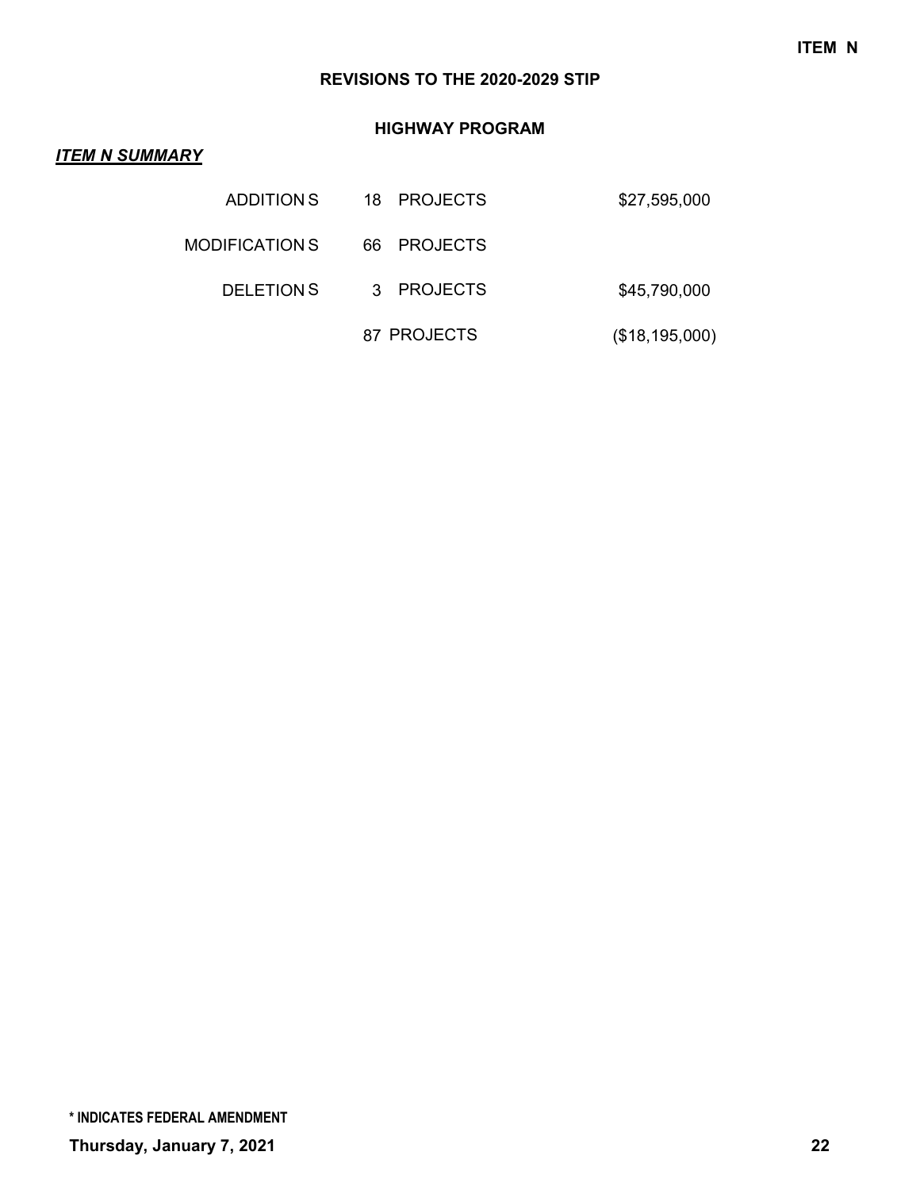ITEM N

## REVISIONS TO THE 2020-2029 STIP

### HIGHWAY PROGRAM

***ITEM N SUMMARY***

| | | |
|---|---|---|
| ADDITION S | 18 PROJECTS | $27,595,000 |
| MODIFICATION S | 66 PROJECTS | |
| DELETION S | 3 PROJECTS | $45,790,000 |
| | 87 PROJECTS | ($18,195,000) |

**\* INDICATES FEDERAL AMENDMENT**

**Thursday, January 7, 2021**